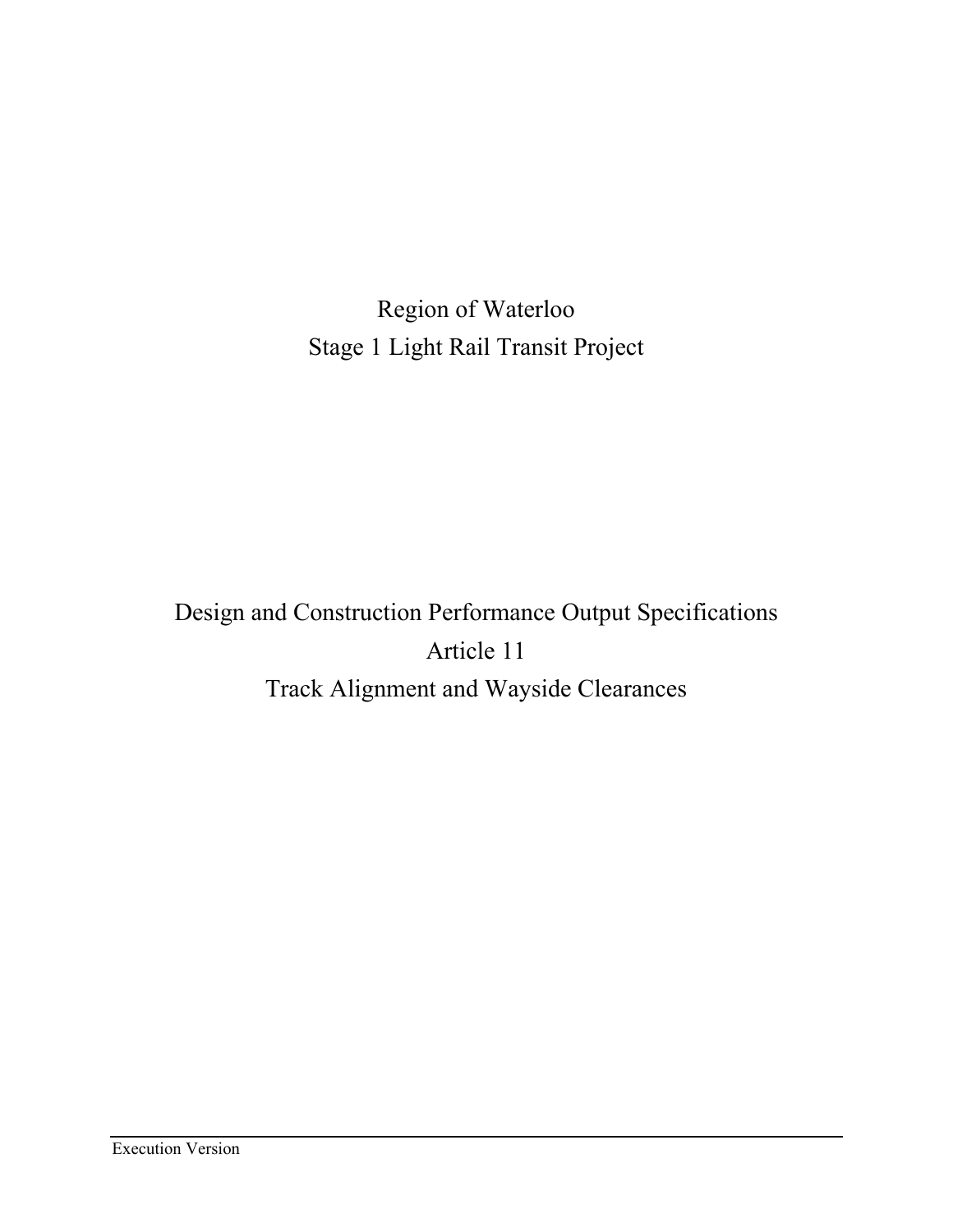# Region of Waterloo
# Stage 1 Light Rail Transit Project

# Design and Construction Performance Output Specifications
# Article 11
# Track Alignment and Wayside Clearances

Execution Version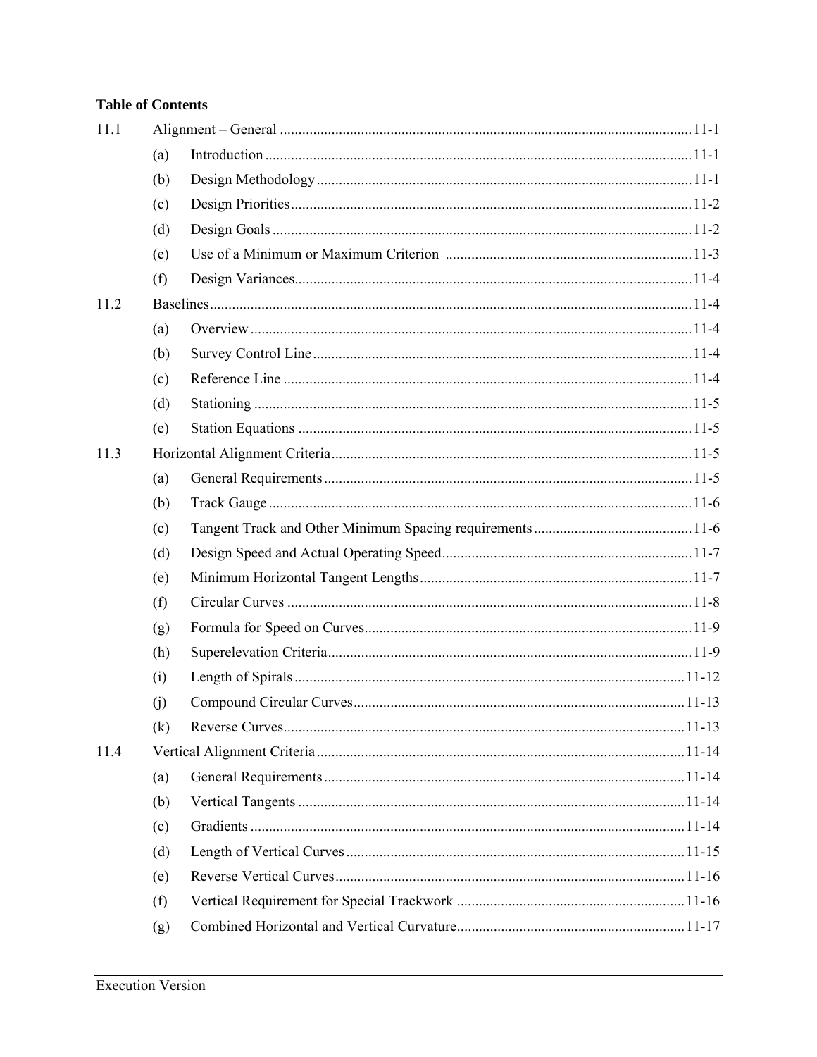**Table of Contents**

| | | | |
|---|---|---|---|
| 11.1 | Alignment – General | | 11-1 |
| | (a) | Introduction | 11-1 |
| | (b) | Design Methodology | 11-1 |
| | (c) | Design Priorities | 11-2 |
| | (d) | Design Goals | 11-2 |
| | (e) | Use of a Minimum or Maximum Criterion | 11-3 |
| | (f) | Design Variances | 11-4 |
| 11.2 | Baselines | | 11-4 |
| | (a) | Overview | 11-4 |
| | (b) | Survey Control Line | 11-4 |
| | (c) | Reference Line | 11-4 |
| | (d) | Stationing | 11-5 |
| | (e) | Station Equations | 11-5 |
| 11.3 | Horizontal Alignment Criteria | | 11-5 |
| | (a) | General Requirements | 11-5 |
| | (b) | Track Gauge | 11-6 |
| | (c) | Tangent Track and Other Minimum Spacing requirements | 11-6 |
| | (d) | Design Speed and Actual Operating Speed | 11-7 |
| | (e) | Minimum Horizontal Tangent Lengths | 11-7 |
| | (f) | Circular Curves | 11-8 |
| | (g) | Formula for Speed on Curves | 11-9 |
| | (h) | Superelevation Criteria | 11-9 |
| | (i) | Length of Spirals | 11-12 |
| | (j) | Compound Circular Curves | 11-13 |
| | (k) | Reverse Curves | 11-13 |
| 11.4 | Vertical Alignment Criteria | | 11-14 |
| | (a) | General Requirements | 11-14 |
| | (b) | Vertical Tangents | 11-14 |
| | (c) | Gradients | 11-14 |
| | (d) | Length of Vertical Curves | 11-15 |
| | (e) | Reverse Vertical Curves | 11-16 |
| | (f) | Vertical Requirement for Special Trackwork | 11-16 |
| | (g) | Combined Horizontal and Vertical Curvature | 11-17 |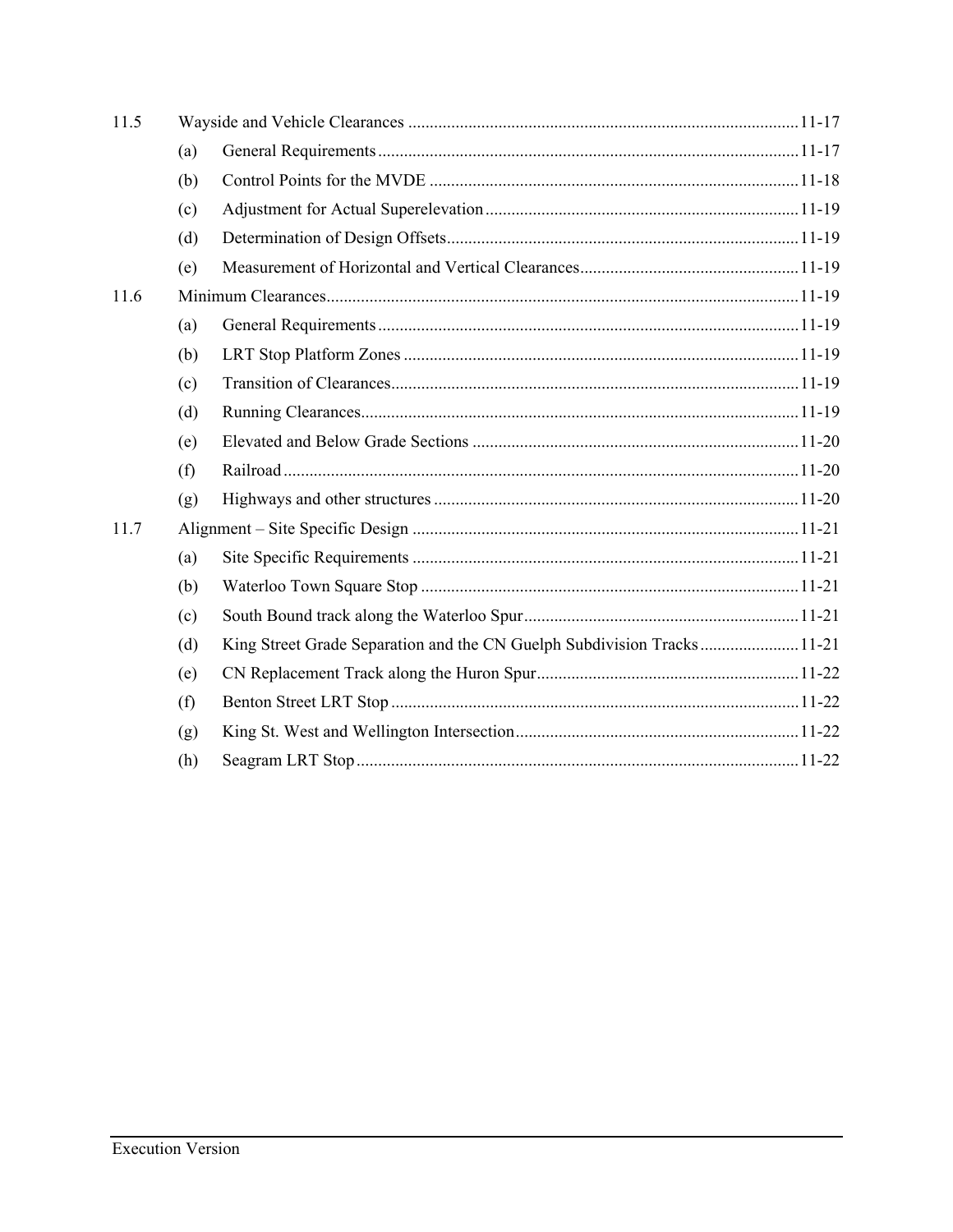| | | | |
|---|---|---|---|
| 11.5 | Wayside and Vehicle Clearances | | 11-17 |
| | (a) | General Requirements | 11-17 |
| | (b) | Control Points for the MVDE | 11-18 |
| | (c) | Adjustment for Actual Superelevation | 11-19 |
| | (d) | Determination of Design Offsets | 11-19 |
| | (e) | Measurement of Horizontal and Vertical Clearances | 11-19 |
| 11.6 | Minimum Clearances | | 11-19 |
| | (a) | General Requirements | 11-19 |
| | (b) | LRT Stop Platform Zones | 11-19 |
| | (c) | Transition of Clearances | 11-19 |
| | (d) | Running Clearances | 11-19 |
| | (e) | Elevated and Below Grade Sections | 11-20 |
| | (f) | Railroad | 11-20 |
| | (g) | Highways and other structures | 11-20 |
| 11.7 | Alignment – Site Specific Design | | 11-21 |
| | (a) | Site Specific Requirements | 11-21 |
| | (b) | Waterloo Town Square Stop | 11-21 |
| | (c) | South Bound track along the Waterloo Spur | 11-21 |
| | (d) | King Street Grade Separation and the CN Guelph Subdivision Tracks | 11-21 |
| | (e) | CN Replacement Track along the Huron Spur | 11-22 |
| | (f) | Benton Street LRT Stop | 11-22 |
| | (g) | King St. West and Wellington Intersection | 11-22 |
| | (h) | Seagram LRT Stop | 11-22 |

Execution Version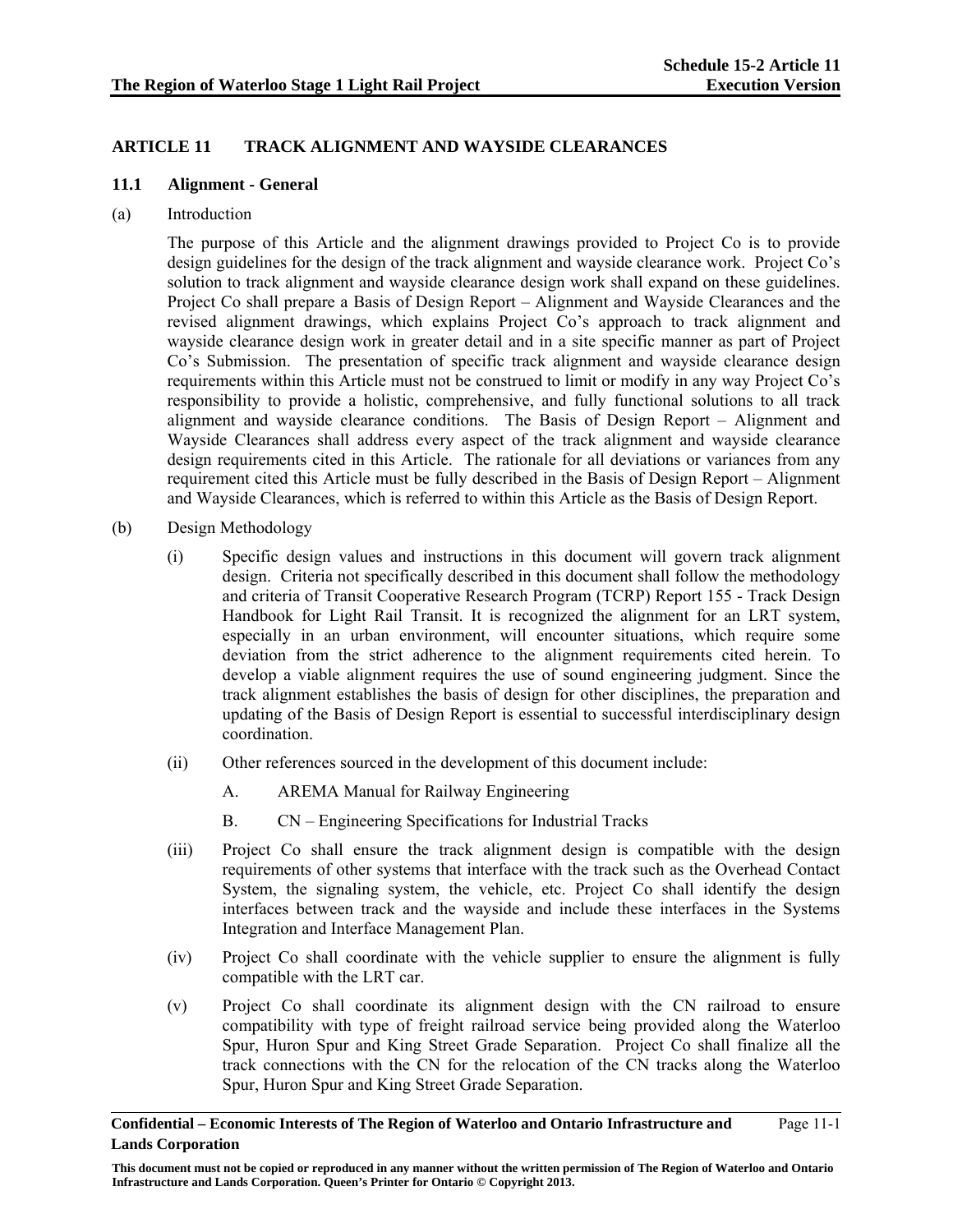## ARTICLE 11 TRACK ALIGNMENT AND WAYSIDE CLEARANCES

### 11.1 Alignment - General

(a) Introduction

The purpose of this Article and the alignment drawings provided to Project Co is to provide design guidelines for the design of the track alignment and wayside clearance work. Project Co's solution to track alignment and wayside clearance design work shall expand on these guidelines. Project Co shall prepare a Basis of Design Report – Alignment and Wayside Clearances and the revised alignment drawings, which explains Project Co's approach to track alignment and wayside clearance design work in greater detail and in a site specific manner as part of Project Co's Submission. The presentation of specific track alignment and wayside clearance design requirements within this Article must not be construed to limit or modify in any way Project Co's responsibility to provide a holistic, comprehensive, and fully functional solutions to all track alignment and wayside clearance conditions. The Basis of Design Report – Alignment and Wayside Clearances shall address every aspect of the track alignment and wayside clearance design requirements cited in this Article. The rationale for all deviations or variances from any requirement cited this Article must be fully described in the Basis of Design Report – Alignment and Wayside Clearances, which is referred to within this Article as the Basis of Design Report.

(b) Design Methodology

(i) Specific design values and instructions in this document will govern track alignment design. Criteria not specifically described in this document shall follow the methodology and criteria of Transit Cooperative Research Program (TCRP) Report 155 - Track Design Handbook for Light Rail Transit. It is recognized the alignment for an LRT system, especially in an urban environment, will encounter situations, which require some deviation from the strict adherence to the alignment requirements cited herein. To develop a viable alignment requires the use of sound engineering judgment. Since the track alignment establishes the basis of design for other disciplines, the preparation and updating of the Basis of Design Report is essential to successful interdisciplinary design coordination.

(ii) Other references sourced in the development of this document include:

A. AREMA Manual for Railway Engineering

B. CN – Engineering Specifications for Industrial Tracks

(iii) Project Co shall ensure the track alignment design is compatible with the design requirements of other systems that interface with the track such as the Overhead Contact System, the signaling system, the vehicle, etc. Project Co shall identify the design interfaces between track and the wayside and include these interfaces in the Systems Integration and Interface Management Plan.

(iv) Project Co shall coordinate with the vehicle supplier to ensure the alignment is fully compatible with the LRT car.

(v) Project Co shall coordinate its alignment design with the CN railroad to ensure compatibility with type of freight railroad service being provided along the Waterloo Spur, Huron Spur and King Street Grade Separation. Project Co shall finalize all the track connections with the CN for the relocation of the CN tracks along the Waterloo Spur, Huron Spur and King Street Grade Separation.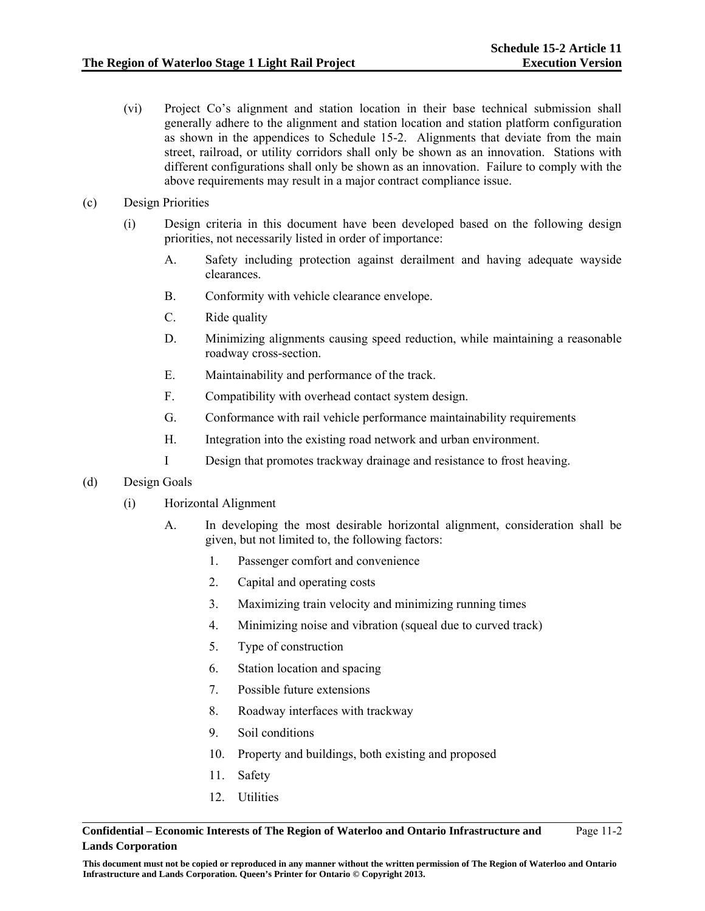(vi) Project Co's alignment and station location in their base technical submission shall generally adhere to the alignment and station location and station platform configuration as shown in the appendices to Schedule 15-2. Alignments that deviate from the main street, railroad, or utility corridors shall only be shown as an innovation. Stations with different configurations shall only be shown as an innovation. Failure to comply with the above requirements may result in a major contract compliance issue.

(c) Design Priorities

(i) Design criteria in this document have been developed based on the following design priorities, not necessarily listed in order of importance:

A. Safety including protection against derailment and having adequate wayside clearances.

B. Conformity with vehicle clearance envelope.

C. Ride quality

D. Minimizing alignments causing speed reduction, while maintaining a reasonable roadway cross-section.

E. Maintainability and performance of the track.

F. Compatibility with overhead contact system design.

G. Conformance with rail vehicle performance maintainability requirements

H. Integration into the existing road network and urban environment.

I Design that promotes trackway drainage and resistance to frost heaving.

(d) Design Goals

(i) Horizontal Alignment

A. In developing the most desirable horizontal alignment, consideration shall be given, but not limited to, the following factors:

1. Passenger comfort and convenience
2. Capital and operating costs
3. Maximizing train velocity and minimizing running times
4. Minimizing noise and vibration (squeal due to curved track)
5. Type of construction
6. Station location and spacing
7. Possible future extensions
8. Roadway interfaces with trackway
9. Soil conditions
10. Property and buildings, both existing and proposed
11. Safety
12. Utilities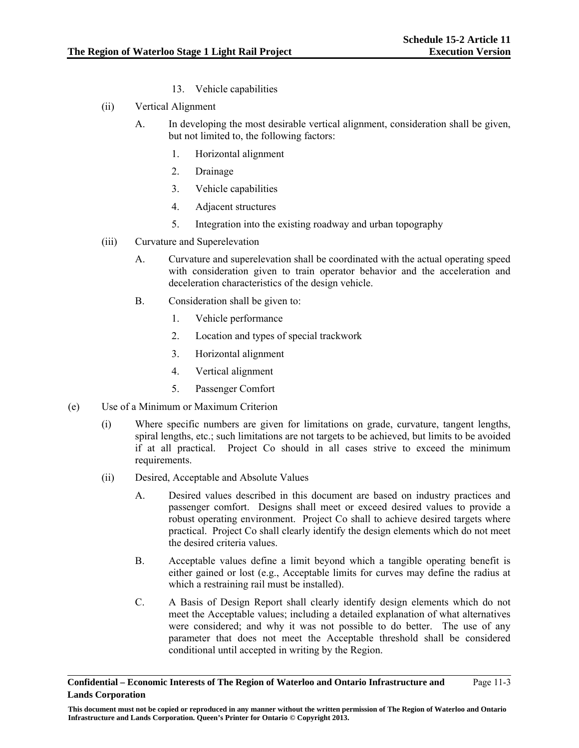13. Vehicle capabilities

(ii) Vertical Alignment

A. In developing the most desirable vertical alignment, consideration shall be given, but not limited to, the following factors:

1. Horizontal alignment
2. Drainage
3. Vehicle capabilities
4. Adjacent structures
5. Integration into the existing roadway and urban topography

(iii) Curvature and Superelevation

A. Curvature and superelevation shall be coordinated with the actual operating speed with consideration given to train operator behavior and the acceleration and deceleration characteristics of the design vehicle.

B. Consideration shall be given to:

1. Vehicle performance
2. Location and types of special trackwork
3. Horizontal alignment
4. Vertical alignment
5. Passenger Comfort

(e) Use of a Minimum or Maximum Criterion

(i) Where specific numbers are given for limitations on grade, curvature, tangent lengths, spiral lengths, etc.; such limitations are not targets to be achieved, but limits to be avoided if at all practical. Project Co should in all cases strive to exceed the minimum requirements.

(ii) Desired, Acceptable and Absolute Values

A. Desired values described in this document are based on industry practices and passenger comfort. Designs shall meet or exceed desired values to provide a robust operating environment. Project Co shall to achieve desired targets where practical. Project Co shall clearly identify the design elements which do not meet the desired criteria values.

B. Acceptable values define a limit beyond which a tangible operating benefit is either gained or lost (e.g., Acceptable limits for curves may define the radius at which a restraining rail must be installed).

C. A Basis of Design Report shall clearly identify design elements which do not meet the Acceptable values; including a detailed explanation of what alternatives were considered; and why it was not possible to do better. The use of any parameter that does not meet the Acceptable threshold shall be considered conditional until accepted in writing by the Region.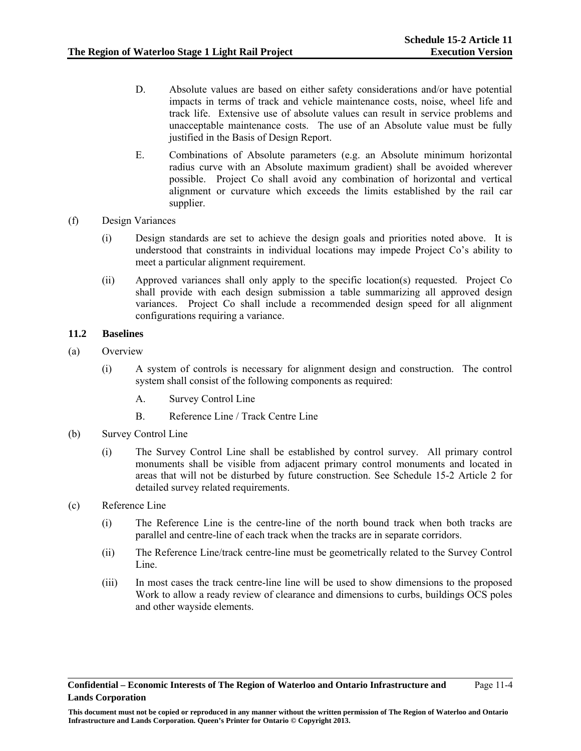D. Absolute values are based on either safety considerations and/or have potential impacts in terms of track and vehicle maintenance costs, noise, wheel life and track life. Extensive use of absolute values can result in service problems and unacceptable maintenance costs. The use of an Absolute value must be fully justified in the Basis of Design Report.

E. Combinations of Absolute parameters (e.g. an Absolute minimum horizontal radius curve with an Absolute maximum gradient) shall be avoided wherever possible. Project Co shall avoid any combination of horizontal and vertical alignment or curvature which exceeds the limits established by the rail car supplier.

(f) Design Variances

(i) Design standards are set to achieve the design goals and priorities noted above. It is understood that constraints in individual locations may impede Project Co's ability to meet a particular alignment requirement.

(ii) Approved variances shall only apply to the specific location(s) requested. Project Co shall provide with each design submission a table summarizing all approved design variances. Project Co shall include a recommended design speed for all alignment configurations requiring a variance.

### 11.2 Baselines

(a) Overview

(i) A system of controls is necessary for alignment design and construction. The control system shall consist of the following components as required:

A. Survey Control Line

B. Reference Line / Track Centre Line

(b) Survey Control Line

(i) The Survey Control Line shall be established by control survey. All primary control monuments shall be visible from adjacent primary control monuments and located in areas that will not be disturbed by future construction. See Schedule 15-2 Article 2 for detailed survey related requirements.

(c) Reference Line

(i) The Reference Line is the centre-line of the north bound track when both tracks are parallel and centre-line of each track when the tracks are in separate corridors.

(ii) The Reference Line/track centre-line must be geometrically related to the Survey Control Line.

(iii) In most cases the track centre-line line will be used to show dimensions to the proposed Work to allow a ready review of clearance and dimensions to curbs, buildings OCS poles and other wayside elements.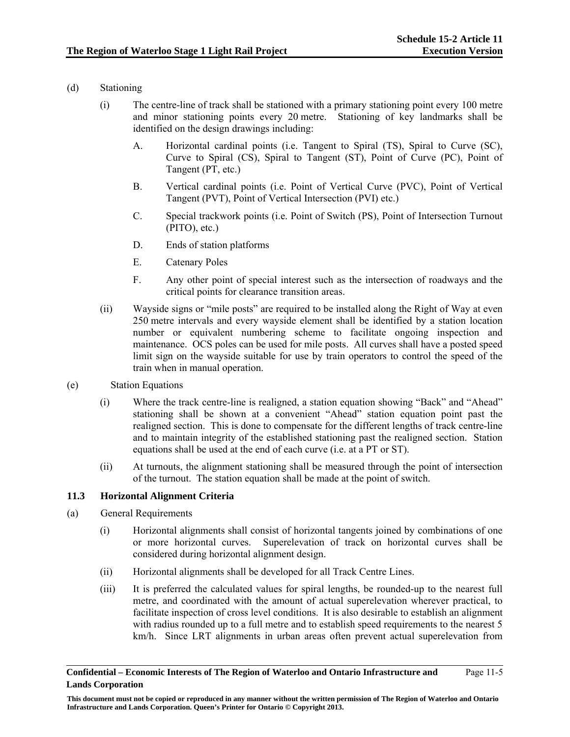(d) Stationing

(i) The centre-line of track shall be stationed with a primary stationing point every 100 metre and minor stationing points every 20 metre. Stationing of key landmarks shall be identified on the design drawings including:

A. Horizontal cardinal points (i.e. Tangent to Spiral (TS), Spiral to Curve (SC), Curve to Spiral (CS), Spiral to Tangent (ST), Point of Curve (PC), Point of Tangent (PT, etc.)

B. Vertical cardinal points (i.e. Point of Vertical Curve (PVC), Point of Vertical Tangent (PVT), Point of Vertical Intersection (PVI) etc.)

C. Special trackwork points (i.e. Point of Switch (PS), Point of Intersection Turnout (PITO), etc.)

D. Ends of station platforms

E. Catenary Poles

F. Any other point of special interest such as the intersection of roadways and the critical points for clearance transition areas.

(ii) Wayside signs or "mile posts" are required to be installed along the Right of Way at even 250 metre intervals and every wayside element shall be identified by a station location number or equivalent numbering scheme to facilitate ongoing inspection and maintenance. OCS poles can be used for mile posts. All curves shall have a posted speed limit sign on the wayside suitable for use by train operators to control the speed of the train when in manual operation.

(e) Station Equations

(i) Where the track centre-line is realigned, a station equation showing "Back" and "Ahead" stationing shall be shown at a convenient "Ahead" station equation point past the realigned section. This is done to compensate for the different lengths of track centre-line and to maintain integrity of the established stationing past the realigned section. Station equations shall be used at the end of each curve (i.e. at a PT or ST).

(ii) At turnouts, the alignment stationing shall be measured through the point of intersection of the turnout. The station equation shall be made at the point of switch.

### 11.3 Horizontal Alignment Criteria

(a) General Requirements

(i) Horizontal alignments shall consist of horizontal tangents joined by combinations of one or more horizontal curves. Superelevation of track on horizontal curves shall be considered during horizontal alignment design.

(ii) Horizontal alignments shall be developed for all Track Centre Lines.

(iii) It is preferred the calculated values for spiral lengths, be rounded-up to the nearest full metre, and coordinated with the amount of actual superelevation wherever practical, to facilitate inspection of cross level conditions. It is also desirable to establish an alignment with radius rounded up to a full metre and to establish speed requirements to the nearest 5 km/h. Since LRT alignments in urban areas often prevent actual superelevation from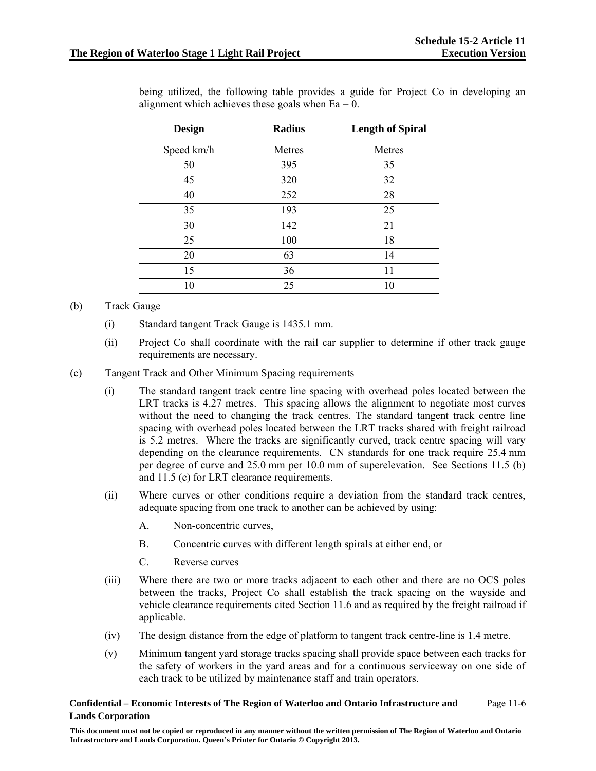being utilized, the following table provides a guide for Project Co in developing an alignment which achieves these goals when Ea = 0.

| Design | Radius | Length of Spiral |
|---|---|---|
| Speed km/h | Metres | Metres |
| 50 | 395 | 35 |
| 45 | 320 | 32 |
| 40 | 252 | 28 |
| 35 | 193 | 25 |
| 30 | 142 | 21 |
| 25 | 100 | 18 |
| 20 | 63 | 14 |
| 15 | 36 | 11 |
| 10 | 25 | 10 |

(b) Track Gauge

(i) Standard tangent Track Gauge is 1435.1 mm.

(ii) Project Co shall coordinate with the rail car supplier to determine if other track gauge requirements are necessary.

(c) Tangent Track and Other Minimum Spacing requirements

(i) The standard tangent track centre line spacing with overhead poles located between the LRT tracks is 4.27 metres. This spacing allows the alignment to negotiate most curves without the need to changing the track centres. The standard tangent track centre line spacing with overhead poles located between the LRT tracks shared with freight railroad is 5.2 metres. Where the tracks are significantly curved, track centre spacing will vary depending on the clearance requirements. CN standards for one track require 25.4 mm per degree of curve and 25.0 mm per 10.0 mm of superelevation. See Sections 11.5 (b) and 11.5 (c) for LRT clearance requirements.

(ii) Where curves or other conditions require a deviation from the standard track centres, adequate spacing from one track to another can be achieved by using:

A. Non-concentric curves,

B. Concentric curves with different length spirals at either end, or

C. Reverse curves

(iii) Where there are two or more tracks adjacent to each other and there are no OCS poles between the tracks, Project Co shall establish the track spacing on the wayside and vehicle clearance requirements cited Section 11.6 and as required by the freight railroad if applicable.

(iv) The design distance from the edge of platform to tangent track centre-line is 1.4 metre.

(v) Minimum tangent yard storage tracks spacing shall provide space between each tracks for the safety of workers in the yard areas and for a continuous serviceway on one side of each track to be utilized by maintenance staff and train operators.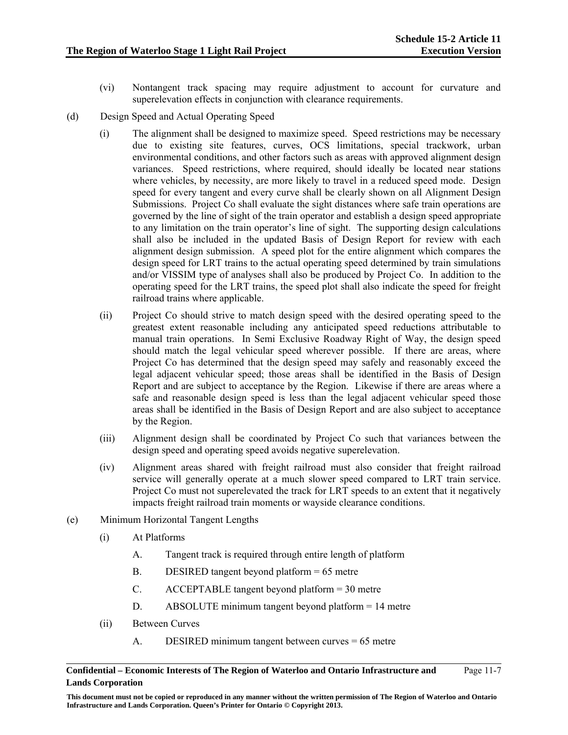(vi) Nontangent track spacing may require adjustment to account for curvature and superelevation effects in conjunction with clearance requirements.

(d) Design Speed and Actual Operating Speed

(i) The alignment shall be designed to maximize speed. Speed restrictions may be necessary due to existing site features, curves, OCS limitations, special trackwork, urban environmental conditions, and other factors such as areas with approved alignment design variances. Speed restrictions, where required, should ideally be located near stations where vehicles, by necessity, are more likely to travel in a reduced speed mode. Design speed for every tangent and every curve shall be clearly shown on all Alignment Design Submissions. Project Co shall evaluate the sight distances where safe train operations are governed by the line of sight of the train operator and establish a design speed appropriate to any limitation on the train operator's line of sight. The supporting design calculations shall also be included in the updated Basis of Design Report for review with each alignment design submission. A speed plot for the entire alignment which compares the design speed for LRT trains to the actual operating speed determined by train simulations and/or VISSIM type of analyses shall also be produced by Project Co. In addition to the operating speed for the LRT trains, the speed plot shall also indicate the speed for freight railroad trains where applicable.

(ii) Project Co should strive to match design speed with the desired operating speed to the greatest extent reasonable including any anticipated speed reductions attributable to manual train operations. In Semi Exclusive Roadway Right of Way, the design speed should match the legal vehicular speed wherever possible. If there are areas, where Project Co has determined that the design speed may safely and reasonably exceed the legal adjacent vehicular speed; those areas shall be identified in the Basis of Design Report and are subject to acceptance by the Region. Likewise if there are areas where a safe and reasonable design speed is less than the legal adjacent vehicular speed those areas shall be identified in the Basis of Design Report and are also subject to acceptance by the Region.

(iii) Alignment design shall be coordinated by Project Co such that variances between the design speed and operating speed avoids negative superelevation.

(iv) Alignment areas shared with freight railroad must also consider that freight railroad service will generally operate at a much slower speed compared to LRT train service. Project Co must not superelevated the track for LRT speeds to an extent that it negatively impacts freight railroad train moments or wayside clearance conditions.

(e) Minimum Horizontal Tangent Lengths

(i) At Platforms

A. Tangent track is required through entire length of platform

B. DESIRED tangent beyond platform = 65 metre

C. ACCEPTABLE tangent beyond platform = 30 metre

D. ABSOLUTE minimum tangent beyond platform = 14 metre

(ii) Between Curves

A. DESIRED minimum tangent between curves = 65 metre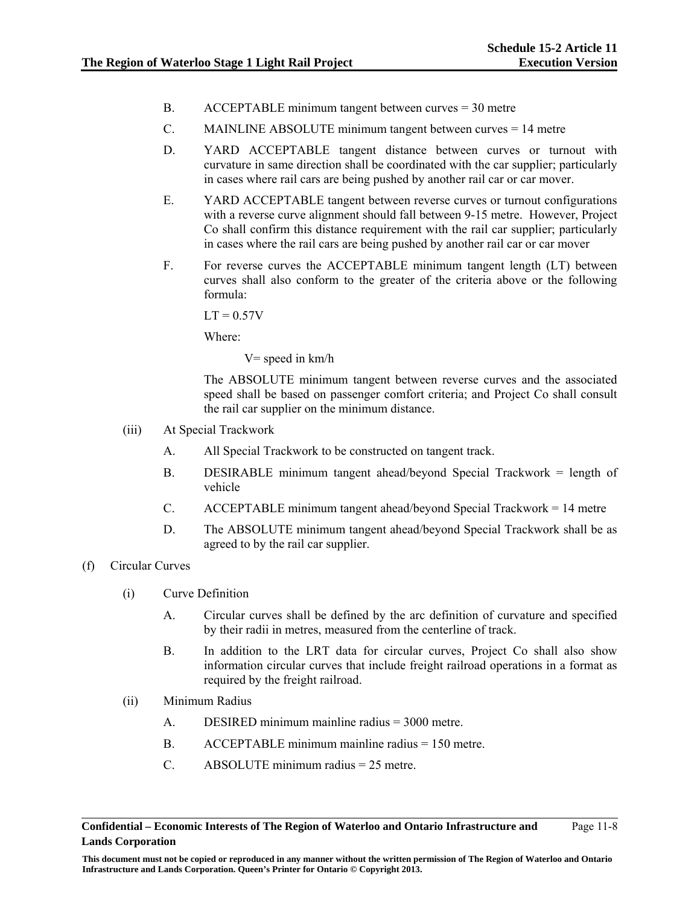B. ACCEPTABLE minimum tangent between curves = 30 metre

C. MAINLINE ABSOLUTE minimum tangent between curves = 14 metre

D. YARD ACCEPTABLE tangent distance between curves or turnout with curvature in same direction shall be coordinated with the car supplier; particularly in cases where rail cars are being pushed by another rail car or car mover.

E. YARD ACCEPTABLE tangent between reverse curves or turnout configurations with a reverse curve alignment should fall between 9-15 metre. However, Project Co shall confirm this distance requirement with the rail car supplier; particularly in cases where the rail cars are being pushed by another rail car or car mover

F. For reverse curves the ACCEPTABLE minimum tangent length (LT) between curves shall also conform to the greater of the criteria above or the following formula:

$LT = 0.57V$

Where:

V= speed in km/h

The ABSOLUTE minimum tangent between reverse curves and the associated speed shall be based on passenger comfort criteria; and Project Co shall consult the rail car supplier on the minimum distance.

(iii) At Special Trackwork

A. All Special Trackwork to be constructed on tangent track.

B. DESIRABLE minimum tangent ahead/beyond Special Trackwork = length of vehicle

C. ACCEPTABLE minimum tangent ahead/beyond Special Trackwork = 14 metre

D. The ABSOLUTE minimum tangent ahead/beyond Special Trackwork shall be as agreed to by the rail car supplier.

(f) Circular Curves

(i) Curve Definition

A. Circular curves shall be defined by the arc definition of curvature and specified by their radii in metres, measured from the centerline of track.

B. In addition to the LRT data for circular curves, Project Co shall also show information circular curves that include freight railroad operations in a format as required by the freight railroad.

(ii) Minimum Radius

A. DESIRED minimum mainline radius = 3000 metre.

B. ACCEPTABLE minimum mainline radius = 150 metre.

C. ABSOLUTE minimum radius = 25 metre.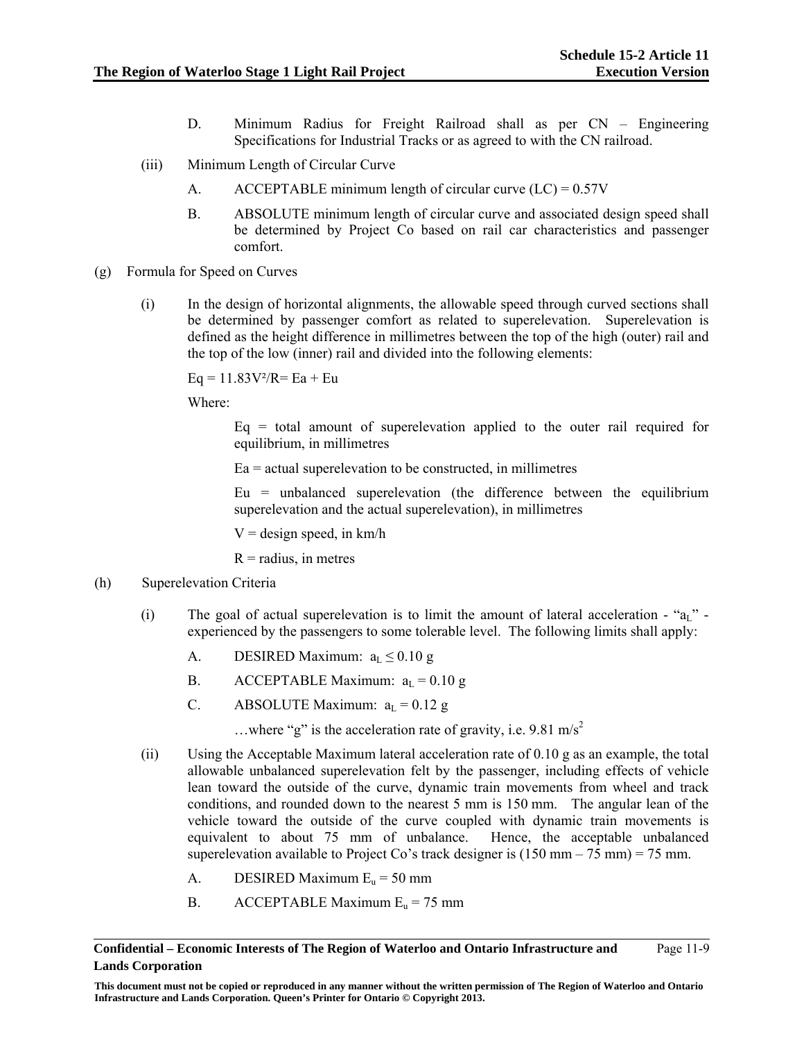D. Minimum Radius for Freight Railroad shall as per CN – Engineering Specifications for Industrial Tracks or as agreed to with the CN railroad.

(iii) Minimum Length of Circular Curve

A. ACCEPTABLE minimum length of circular curve (LC) = 0.57V

B. ABSOLUTE minimum length of circular curve and associated design speed shall be determined by Project Co based on rail car characteristics and passenger comfort.

(g) Formula for Speed on Curves

(i) In the design of horizontal alignments, the allowable speed through curved sections shall be determined by passenger comfort as related to superelevation. Superelevation is defined as the height difference in millimetres between the top of the high (outer) rail and the top of the low (inner) rail and divided into the following elements:

$Eq = 11.83V^2/R = Ea + Eu$

Where:

Eq = total amount of superelevation applied to the outer rail required for equilibrium, in millimetres

Ea = actual superelevation to be constructed, in millimetres

Eu = unbalanced superelevation (the difference between the equilibrium superelevation and the actual superelevation), in millimetres

V = design speed, in km/h

R = radius, in metres

(h) Superelevation Criteria

(i) The goal of actual superelevation is to limit the amount of lateral acceleration - "$a_L$" - experienced by the passengers to some tolerable level. The following limits shall apply:

A. DESIRED Maximum: $a_L \leq 0.10$ g

B. ACCEPTABLE Maximum: $a_L = 0.10$ g

C. ABSOLUTE Maximum: $a_L = 0.12$ g

…where "g" is the acceleration rate of gravity, i.e. 9.81 $m/s^2$

(ii) Using the Acceptable Maximum lateral acceleration rate of 0.10 g as an example, the total allowable unbalanced superelevation felt by the passenger, including effects of vehicle lean toward the outside of the curve, dynamic train movements from wheel and track conditions, and rounded down to the nearest 5 mm is 150 mm. The angular lean of the vehicle toward the outside of the curve coupled with dynamic train movements is equivalent to about 75 mm of unbalance. Hence, the acceptable unbalanced superelevation available to Project Co's track designer is (150 mm – 75 mm) = 75 mm.

A. DESIRED Maximum $E_u$ = 50 mm

B. ACCEPTABLE Maximum $E_u$ = 75 mm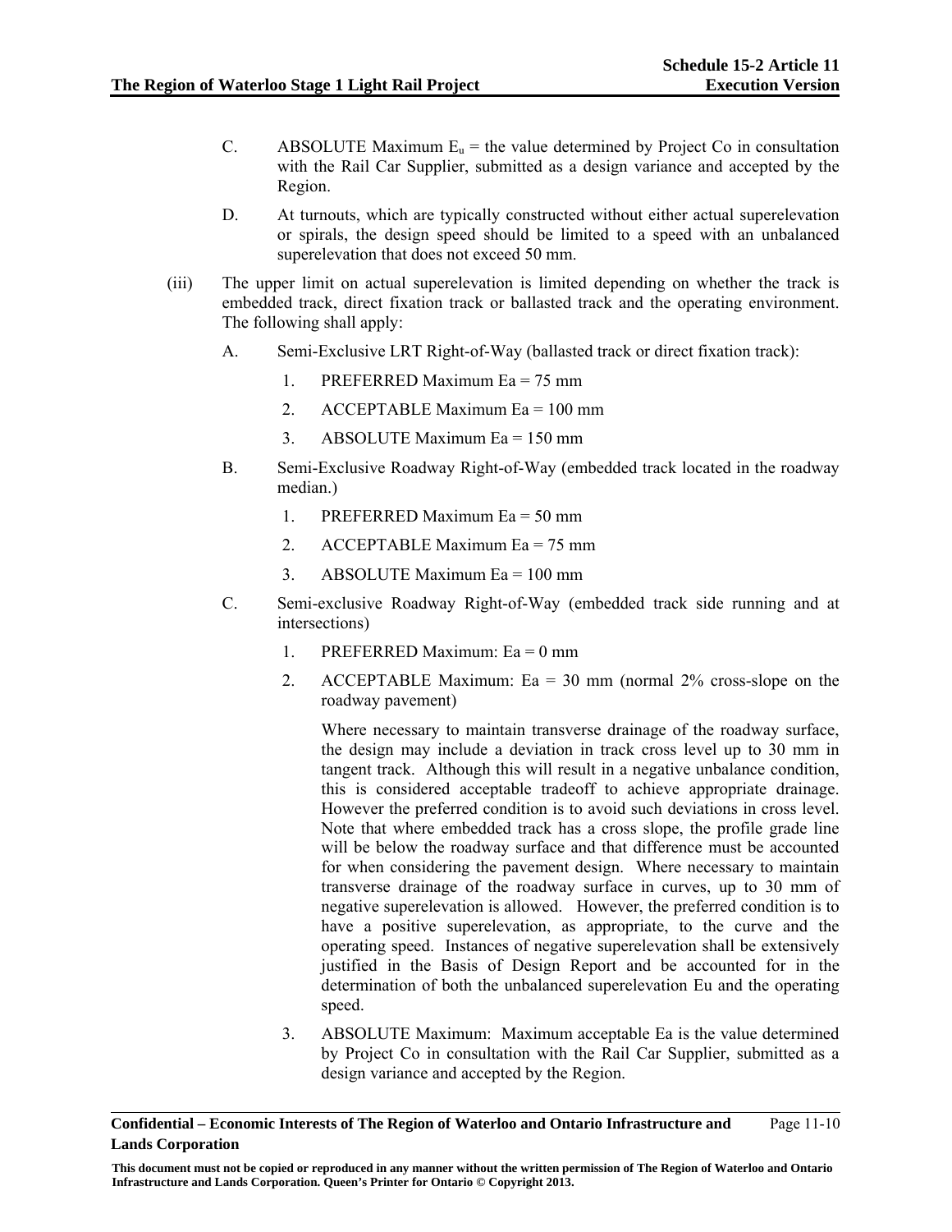C. ABSOLUTE Maximum $E_u$ = the value determined by Project Co in consultation with the Rail Car Supplier, submitted as a design variance and accepted by the Region.

D. At turnouts, which are typically constructed without either actual superelevation or spirals, the design speed should be limited to a speed with an unbalanced superelevation that does not exceed 50 mm.

(iii) The upper limit on actual superelevation is limited depending on whether the track is embedded track, direct fixation track or ballasted track and the operating environment. The following shall apply:

A. Semi-Exclusive LRT Right-of-Way (ballasted track or direct fixation track):

1. PREFERRED Maximum Ea = 75 mm
2. ACCEPTABLE Maximum Ea = 100 mm
3. ABSOLUTE Maximum Ea = 150 mm

B. Semi-Exclusive Roadway Right-of-Way (embedded track located in the roadway median.)

1. PREFERRED Maximum Ea = 50 mm
2. ACCEPTABLE Maximum Ea = 75 mm
3. ABSOLUTE Maximum Ea = 100 mm

C. Semi-exclusive Roadway Right-of-Way (embedded track side running and at intersections)

1. PREFERRED Maximum: Ea = 0 mm
2. ACCEPTABLE Maximum: Ea = 30 mm (normal 2% cross-slope on the roadway pavement)

   Where necessary to maintain transverse drainage of the roadway surface, the design may include a deviation in track cross level up to 30 mm in tangent track. Although this will result in a negative unbalance condition, this is considered acceptable tradeoff to achieve appropriate drainage. However the preferred condition is to avoid such deviations in cross level. Note that where embedded track has a cross slope, the profile grade line will be below the roadway surface and that difference must be accounted for when considering the pavement design. Where necessary to maintain transverse drainage of the roadway surface in curves, up to 30 mm of negative superelevation is allowed. However, the preferred condition is to have a positive superelevation, as appropriate, to the curve and the operating speed. Instances of negative superelevation shall be extensively justified in the Basis of Design Report and be accounted for in the determination of both the unbalanced superelevation Eu and the operating speed.

3. ABSOLUTE Maximum: Maximum acceptable Ea is the value determined by Project Co in consultation with the Rail Car Supplier, submitted as a design variance and accepted by the Region.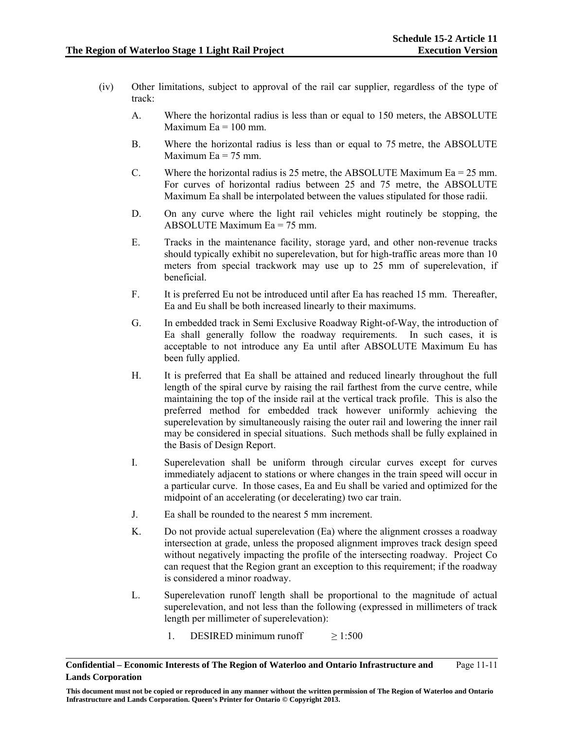(iv) Other limitations, subject to approval of the rail car supplier, regardless of the type of track:

A. Where the horizontal radius is less than or equal to 150 meters, the ABSOLUTE Maximum Ea = 100 mm.

B. Where the horizontal radius is less than or equal to 75 metre, the ABSOLUTE Maximum Ea = 75 mm.

C. Where the horizontal radius is 25 metre, the ABSOLUTE Maximum Ea = 25 mm. For curves of horizontal radius between 25 and 75 metre, the ABSOLUTE Maximum Ea shall be interpolated between the values stipulated for those radii.

D. On any curve where the light rail vehicles might routinely be stopping, the ABSOLUTE Maximum Ea = 75 mm.

E. Tracks in the maintenance facility, storage yard, and other non-revenue tracks should typically exhibit no superelevation, but for high-traffic areas more than 10 meters from special trackwork may use up to 25 mm of superelevation, if beneficial.

F. It is preferred Eu not be introduced until after Ea has reached 15 mm. Thereafter, Ea and Eu shall be both increased linearly to their maximums.

G. In embedded track in Semi Exclusive Roadway Right-of-Way, the introduction of Ea shall generally follow the roadway requirements. In such cases, it is acceptable to not introduce any Ea until after ABSOLUTE Maximum Eu has been fully applied.

H. It is preferred that Ea shall be attained and reduced linearly throughout the full length of the spiral curve by raising the rail farthest from the curve centre, while maintaining the top of the inside rail at the vertical track profile. This is also the preferred method for embedded track however uniformly achieving the superelevation by simultaneously raising the outer rail and lowering the inner rail may be considered in special situations. Such methods shall be fully explained in the Basis of Design Report.

I. Superelevation shall be uniform through circular curves except for curves immediately adjacent to stations or where changes in the train speed will occur in a particular curve. In those cases, Ea and Eu shall be varied and optimized for the midpoint of an accelerating (or decelerating) two car train.

J. Ea shall be rounded to the nearest 5 mm increment.

K. Do not provide actual superelevation (Ea) where the alignment crosses a roadway intersection at grade, unless the proposed alignment improves track design speed without negatively impacting the profile of the intersecting roadway. Project Co can request that the Region grant an exception to this requirement; if the roadway is considered a minor roadway.

L. Superelevation runoff length shall be proportional to the magnitude of actual superelevation, and not less than the following (expressed in millimeters of track length per millimeter of superelevation):

1. DESIRED minimum runoff $\geq$ 1:500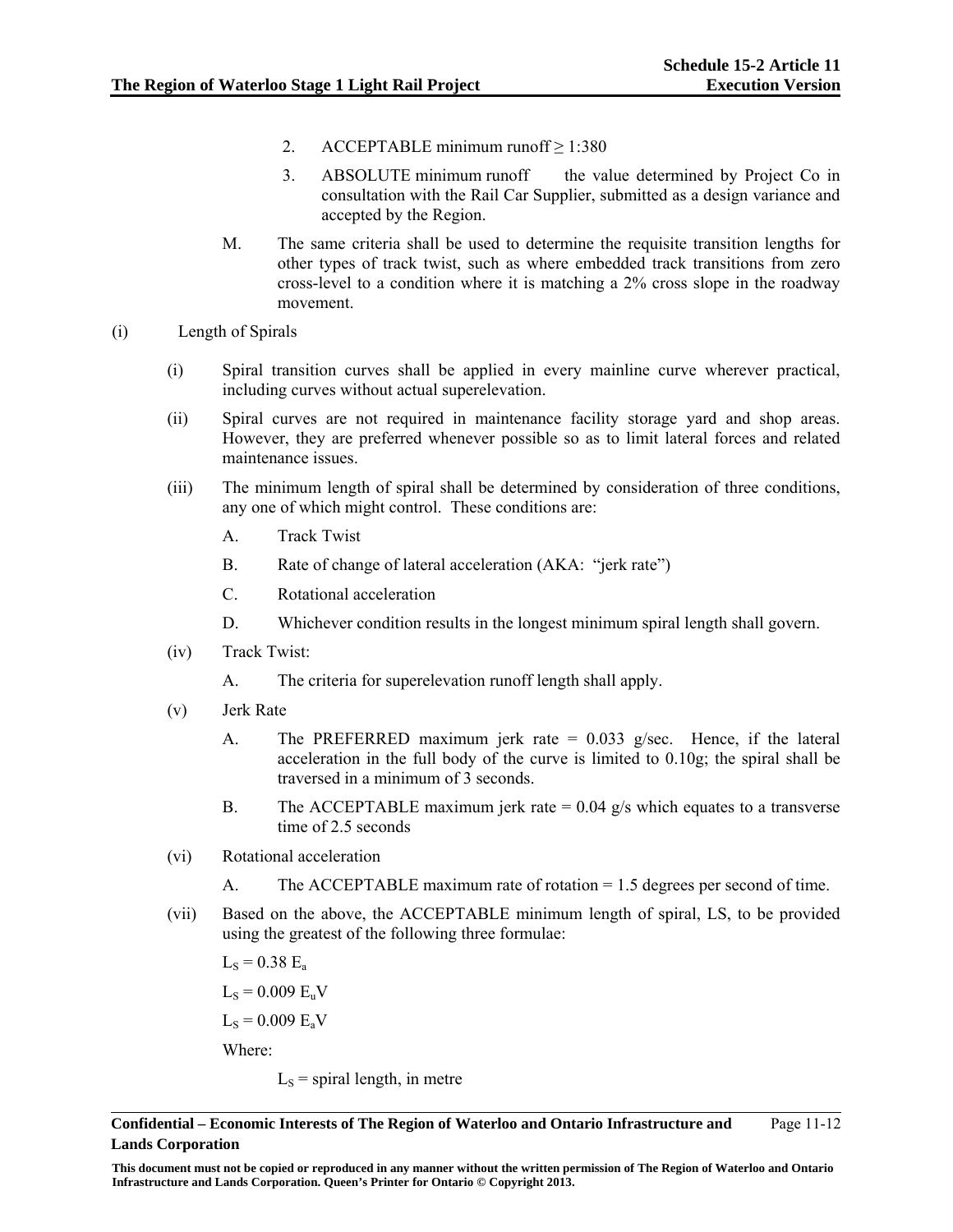2. ACCEPTABLE minimum runoff ≥ 1:380

3. ABSOLUTE minimum runoff the value determined by Project Co in consultation with the Rail Car Supplier, submitted as a design variance and accepted by the Region.

M. The same criteria shall be used to determine the requisite transition lengths for other types of track twist, such as where embedded track transitions from zero cross-level to a condition where it is matching a 2% cross slope in the roadway movement.

(i) Length of Spirals

(i) Spiral transition curves shall be applied in every mainline curve wherever practical, including curves without actual superelevation.

(ii) Spiral curves are not required in maintenance facility storage yard and shop areas. However, they are preferred whenever possible so as to limit lateral forces and related maintenance issues.

(iii) The minimum length of spiral shall be determined by consideration of three conditions, any one of which might control. These conditions are:

A. Track Twist

B. Rate of change of lateral acceleration (AKA: "jerk rate")

C. Rotational acceleration

D. Whichever condition results in the longest minimum spiral length shall govern.

(iv) Track Twist:

A. The criteria for superelevation runoff length shall apply.

(v) Jerk Rate

A. The PREFERRED maximum jerk rate = 0.033 g/sec. Hence, if the lateral acceleration in the full body of the curve is limited to 0.10g; the spiral shall be traversed in a minimum of 3 seconds.

B. The ACCEPTABLE maximum jerk rate = 0.04 g/s which equates to a transverse time of 2.5 seconds

(vi) Rotational acceleration

A. The ACCEPTABLE maximum rate of rotation = 1.5 degrees per second of time.

(vii) Based on the above, the ACCEPTABLE minimum length of spiral, LS, to be provided using the greatest of the following three formulae:

$L_S = 0.38\ E_a$

$L_S = 0.009\ E_u V$

$L_S = 0.009\ E_a V$

Where:

$L_S$ = spiral length, in metre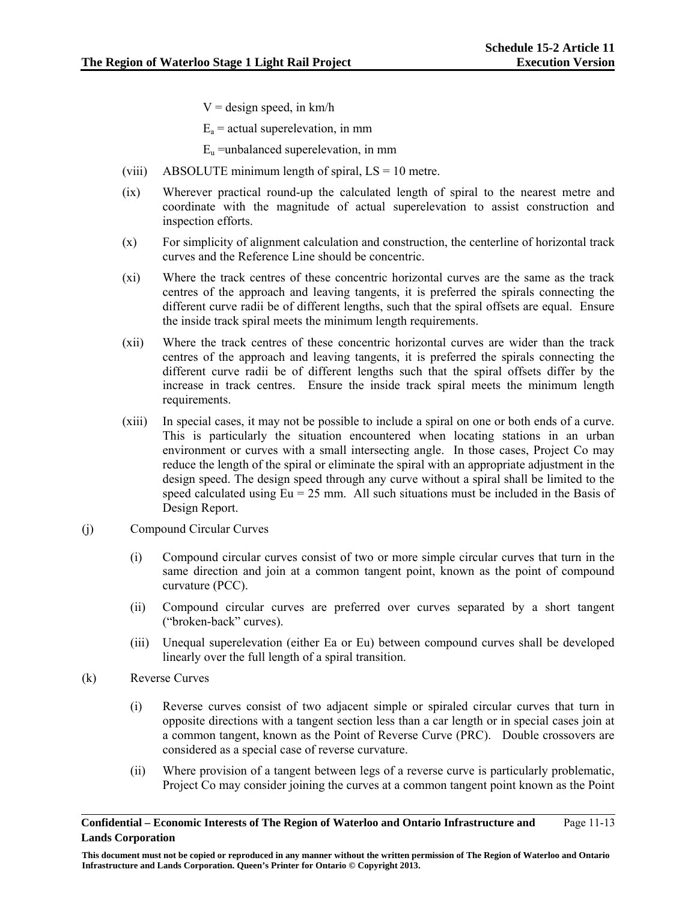V = design speed, in km/h

$E_a$ = actual superelevation, in mm

$E_u$ =unbalanced superelevation, in mm

(viii) ABSOLUTE minimum length of spiral, LS = 10 metre.

(ix) Wherever practical round-up the calculated length of spiral to the nearest metre and coordinate with the magnitude of actual superelevation to assist construction and inspection efforts.

(x) For simplicity of alignment calculation and construction, the centerline of horizontal track curves and the Reference Line should be concentric.

(xi) Where the track centres of these concentric horizontal curves are the same as the track centres of the approach and leaving tangents, it is preferred the spirals connecting the different curve radii be of different lengths, such that the spiral offsets are equal. Ensure the inside track spiral meets the minimum length requirements.

(xii) Where the track centres of these concentric horizontal curves are wider than the track centres of the approach and leaving tangents, it is preferred the spirals connecting the different curve radii be of different lengths such that the spiral offsets differ by the increase in track centres. Ensure the inside track spiral meets the minimum length requirements.

(xiii) In special cases, it may not be possible to include a spiral on one or both ends of a curve. This is particularly the situation encountered when locating stations in an urban environment or curves with a small intersecting angle. In those cases, Project Co may reduce the length of the spiral or eliminate the spiral with an appropriate adjustment in the design speed. The design speed through any curve without a spiral shall be limited to the speed calculated using Eu = 25 mm. All such situations must be included in the Basis of Design Report.

(j) Compound Circular Curves

(i) Compound circular curves consist of two or more simple circular curves that turn in the same direction and join at a common tangent point, known as the point of compound curvature (PCC).

(ii) Compound circular curves are preferred over curves separated by a short tangent ("broken-back" curves).

(iii) Unequal superelevation (either Ea or Eu) between compound curves shall be developed linearly over the full length of a spiral transition.

(k) Reverse Curves

(i) Reverse curves consist of two adjacent simple or spiraled circular curves that turn in opposite directions with a tangent section less than a car length or in special cases join at a common tangent, known as the Point of Reverse Curve (PRC). Double crossovers are considered as a special case of reverse curvature.

(ii) Where provision of a tangent between legs of a reverse curve is particularly problematic, Project Co may consider joining the curves at a common tangent point known as the Point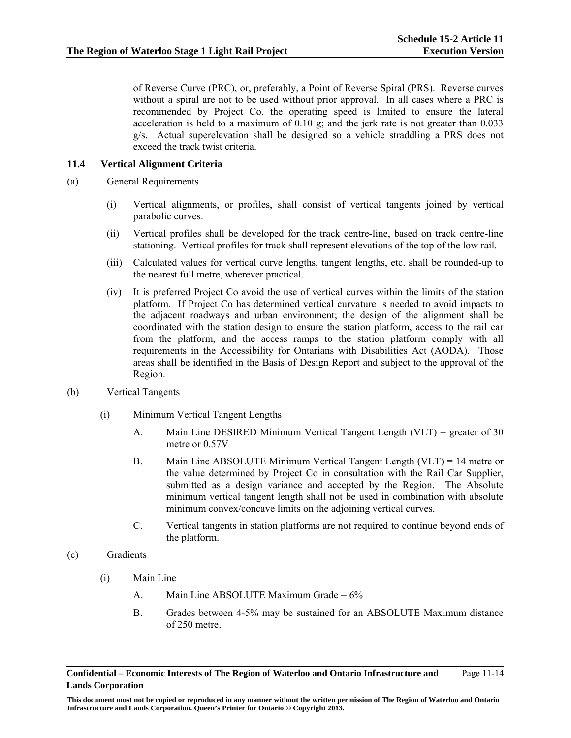of Reverse Curve (PRC), or, preferably, a Point of Reverse Spiral (PRS). Reverse curves without a spiral are not to be used without prior approval. In all cases where a PRC is recommended by Project Co, the operating speed is limited to ensure the lateral acceleration is held to a maximum of 0.10 g; and the jerk rate is not greater than 0.033 g/s. Actual superelevation shall be designed so a vehicle straddling a PRS does not exceed the track twist criteria.

### 11.4 Vertical Alignment Criteria

(a) General Requirements

(i) Vertical alignments, or profiles, shall consist of vertical tangents joined by vertical parabolic curves.

(ii) Vertical profiles shall be developed for the track centre-line, based on track centre-line stationing. Vertical profiles for track shall represent elevations of the top of the low rail.

(iii) Calculated values for vertical curve lengths, tangent lengths, etc. shall be rounded-up to the nearest full metre, wherever practical.

(iv) It is preferred Project Co avoid the use of vertical curves within the limits of the station platform. If Project Co has determined vertical curvature is needed to avoid impacts to the adjacent roadways and urban environment; the design of the alignment shall be coordinated with the station design to ensure the station platform, access to the rail car from the platform, and the access ramps to the station platform comply with all requirements in the Accessibility for Ontarians with Disabilities Act (AODA). Those areas shall be identified in the Basis of Design Report and subject to the approval of the Region.

(b) Vertical Tangents

(i) Minimum Vertical Tangent Lengths

A. Main Line DESIRED Minimum Vertical Tangent Length (VLT) = greater of 30 metre or 0.57V

B. Main Line ABSOLUTE Minimum Vertical Tangent Length (VLT) = 14 metre or the value determined by Project Co in consultation with the Rail Car Supplier, submitted as a design variance and accepted by the Region. The Absolute minimum vertical tangent length shall not be used in combination with absolute minimum convex/concave limits on the adjoining vertical curves.

C. Vertical tangents in station platforms are not required to continue beyond ends of the platform.

(c) Gradients

(i) Main Line

A. Main Line ABSOLUTE Maximum Grade = 6%

B. Grades between 4-5% may be sustained for an ABSOLUTE Maximum distance of 250 metre.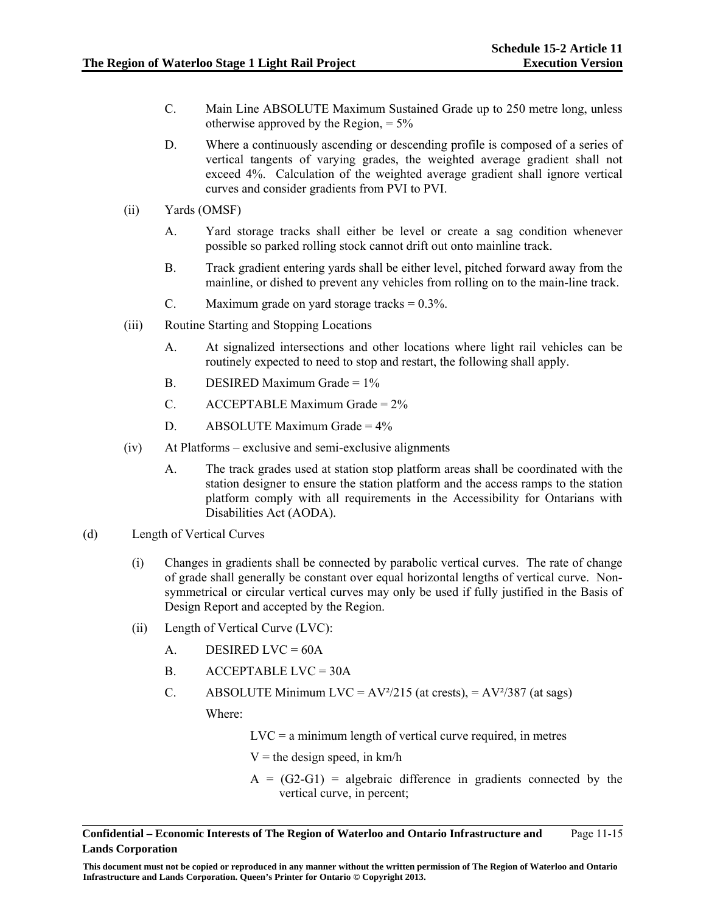C. Main Line ABSOLUTE Maximum Sustained Grade up to 250 metre long, unless otherwise approved by the Region, = 5%

D. Where a continuously ascending or descending profile is composed of a series of vertical tangents of varying grades, the weighted average gradient shall not exceed 4%. Calculation of the weighted average gradient shall ignore vertical curves and consider gradients from PVI to PVI.

(ii) Yards (OMSF)

A. Yard storage tracks shall either be level or create a sag condition whenever possible so parked rolling stock cannot drift out onto mainline track.

B. Track gradient entering yards shall be either level, pitched forward away from the mainline, or dished to prevent any vehicles from rolling on to the main-line track.

C. Maximum grade on yard storage tracks = 0.3%.

(iii) Routine Starting and Stopping Locations

A. At signalized intersections and other locations where light rail vehicles can be routinely expected to need to stop and restart, the following shall apply.

B. DESIRED Maximum Grade = 1%

C. ACCEPTABLE Maximum Grade = 2%

D. ABSOLUTE Maximum Grade = 4%

(iv) At Platforms – exclusive and semi-exclusive alignments

A. The track grades used at station stop platform areas shall be coordinated with the station designer to ensure the station platform and the access ramps to the station platform comply with all requirements in the Accessibility for Ontarians with Disabilities Act (AODA).

(d) Length of Vertical Curves

(i) Changes in gradients shall be connected by parabolic vertical curves. The rate of change of grade shall generally be constant over equal horizontal lengths of vertical curve. Non-symmetrical or circular vertical curves may only be used if fully justified in the Basis of Design Report and accepted by the Region.

(ii) Length of Vertical Curve (LVC):

A. DESIRED LVC = 60A

B. ACCEPTABLE LVC = 30A

C. ABSOLUTE Minimum LVC = $AV^2/215$ (at crests), = $AV^2/387$ (at sags)

Where:

LVC = a minimum length of vertical curve required, in metres

V = the design speed, in km/h

A = (G2-G1) = algebraic difference in gradients connected by the vertical curve, in percent;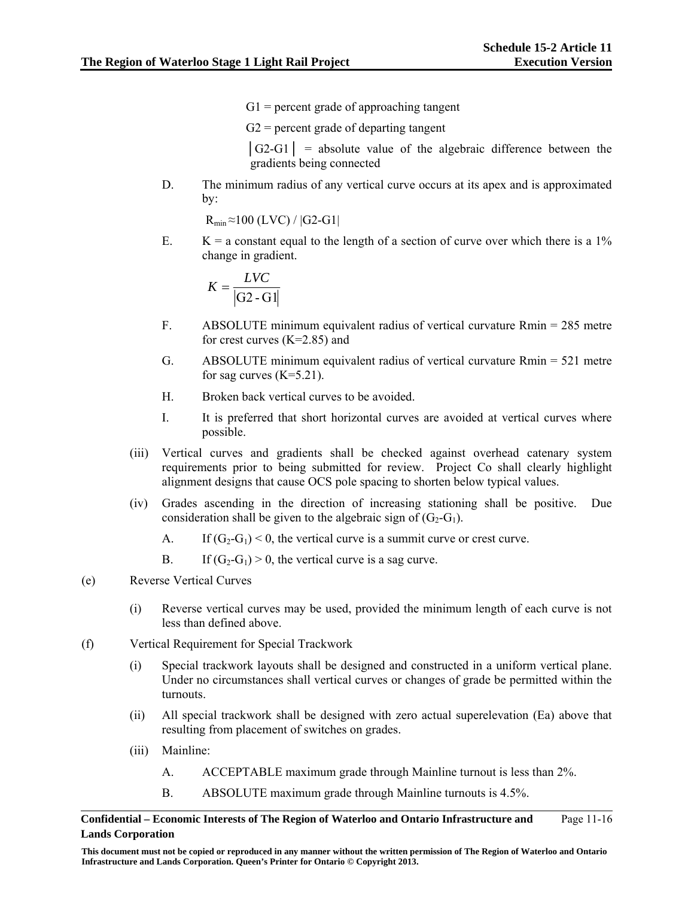G1 = percent grade of approaching tangent

G2 = percent grade of departing tangent

│G2-G1│ = absolute value of the algebraic difference between the gradients being connected

D. The minimum radius of any vertical curve occurs at its apex and is approximated by:

$R_{min} \approx 100\ (LVC) / |G2\text{-}G1|$

E. K = a constant equal to the length of a section of curve over which there is a 1% change in gradient.

$$K = \frac{LVC}{|G2 - G1|}$$

F. ABSOLUTE minimum equivalent radius of vertical curvature Rmin = 285 metre for crest curves (K=2.85) and

G. ABSOLUTE minimum equivalent radius of vertical curvature Rmin = 521 metre for sag curves (K=5.21).

H. Broken back vertical curves to be avoided.

I. It is preferred that short horizontal curves are avoided at vertical curves where possible.

(iii) Vertical curves and gradients shall be checked against overhead catenary system requirements prior to being submitted for review. Project Co shall clearly highlight alignment designs that cause OCS pole spacing to shorten below typical values.

(iv) Grades ascending in the direction of increasing stationing shall be positive. Due consideration shall be given to the algebraic sign of $(G_2\text{-}G_1)$.

A. If $(G_2\text{-}G_1) < 0$, the vertical curve is a summit curve or crest curve.

B. If $(G_2\text{-}G_1) > 0$, the vertical curve is a sag curve.

(e) Reverse Vertical Curves

(i) Reverse vertical curves may be used, provided the minimum length of each curve is not less than defined above.

(f) Vertical Requirement for Special Trackwork

(i) Special trackwork layouts shall be designed and constructed in a uniform vertical plane. Under no circumstances shall vertical curves or changes of grade be permitted within the turnouts.

(ii) All special trackwork shall be designed with zero actual superelevation (Ea) above that resulting from placement of switches on grades.

(iii) Mainline:

A. ACCEPTABLE maximum grade through Mainline turnout is less than 2%.

B. ABSOLUTE maximum grade through Mainline turnouts is 4.5%.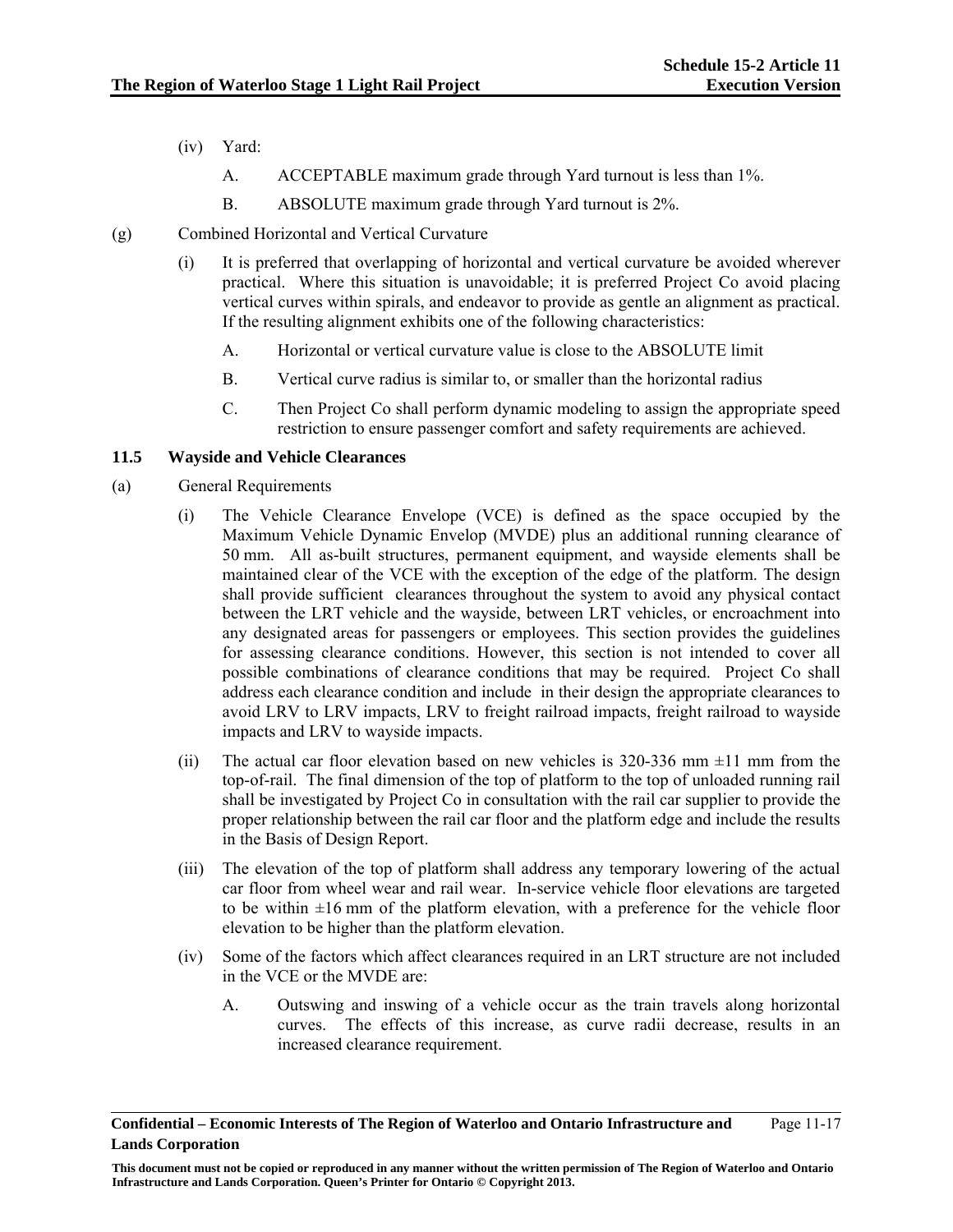(iv) Yard:

A. ACCEPTABLE maximum grade through Yard turnout is less than 1%.

B. ABSOLUTE maximum grade through Yard turnout is 2%.

(g) Combined Horizontal and Vertical Curvature

(i) It is preferred that overlapping of horizontal and vertical curvature be avoided wherever practical. Where this situation is unavoidable; it is preferred Project Co avoid placing vertical curves within spirals, and endeavor to provide as gentle an alignment as practical. If the resulting alignment exhibits one of the following characteristics:

A. Horizontal or vertical curvature value is close to the ABSOLUTE limit

B. Vertical curve radius is similar to, or smaller than the horizontal radius

C. Then Project Co shall perform dynamic modeling to assign the appropriate speed restriction to ensure passenger comfort and safety requirements are achieved.

### 11.5 Wayside and Vehicle Clearances

(a) General Requirements

(i) The Vehicle Clearance Envelope (VCE) is defined as the space occupied by the Maximum Vehicle Dynamic Envelop (MVDE) plus an additional running clearance of 50 mm. All as-built structures, permanent equipment, and wayside elements shall be maintained clear of the VCE with the exception of the edge of the platform. The design shall provide sufficient clearances throughout the system to avoid any physical contact between the LRT vehicle and the wayside, between LRT vehicles, or encroachment into any designated areas for passengers or employees. This section provides the guidelines for assessing clearance conditions. However, this section is not intended to cover all possible combinations of clearance conditions that may be required. Project Co shall address each clearance condition and include in their design the appropriate clearances to avoid LRV to LRV impacts, LRV to freight railroad impacts, freight railroad to wayside impacts and LRV to wayside impacts.

(ii) The actual car floor elevation based on new vehicles is 320-336 mm ±11 mm from the top-of-rail. The final dimension of the top of platform to the top of unloaded running rail shall be investigated by Project Co in consultation with the rail car supplier to provide the proper relationship between the rail car floor and the platform edge and include the results in the Basis of Design Report.

(iii) The elevation of the top of platform shall address any temporary lowering of the actual car floor from wheel wear and rail wear. In-service vehicle floor elevations are targeted to be within ±16 mm of the platform elevation, with a preference for the vehicle floor elevation to be higher than the platform elevation.

(iv) Some of the factors which affect clearances required in an LRT structure are not included in the VCE or the MVDE are:

A. Outswing and inswing of a vehicle occur as the train travels along horizontal curves. The effects of this increase, as curve radii decrease, results in an increased clearance requirement.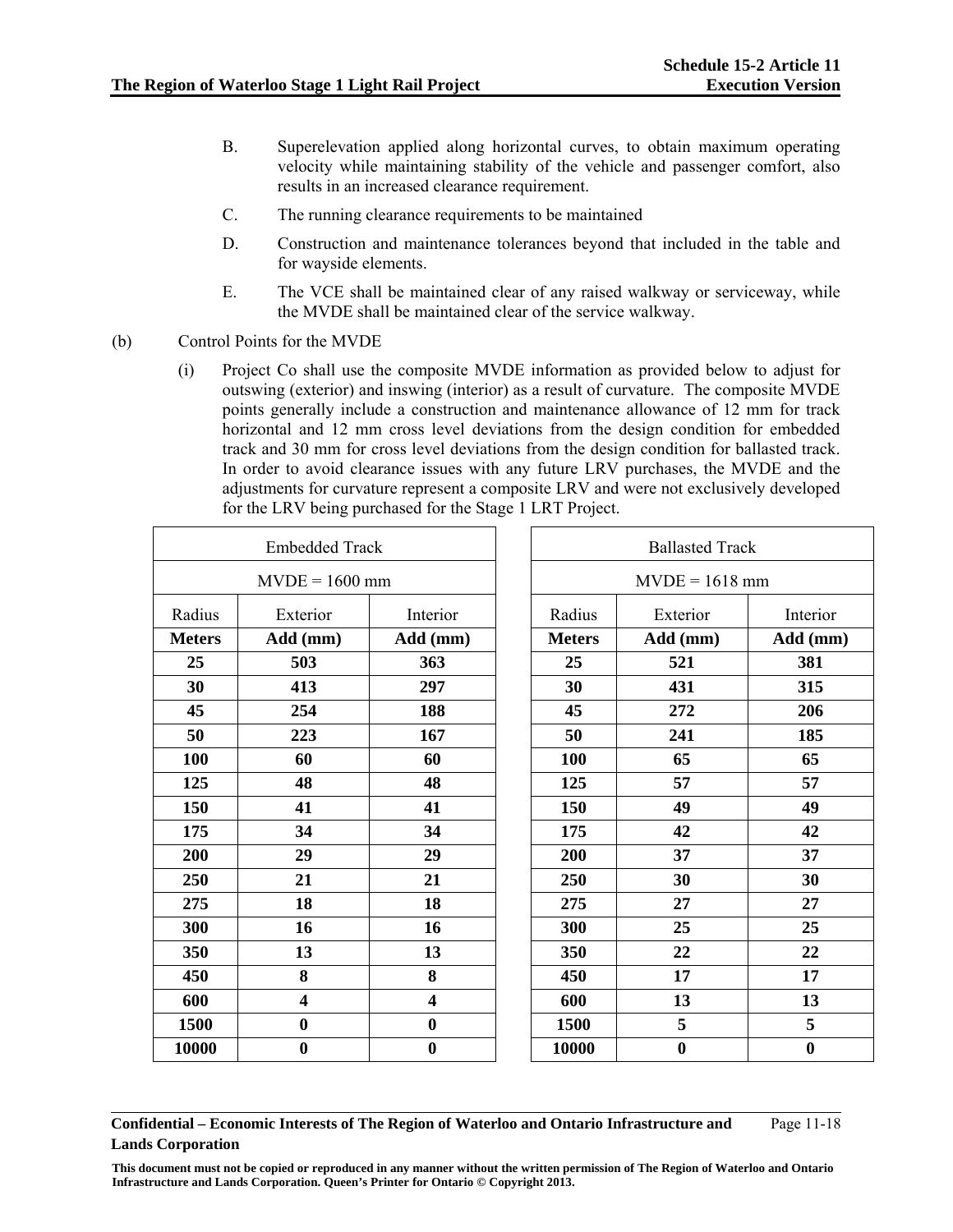B. Superelevation applied along horizontal curves, to obtain maximum operating velocity while maintaining stability of the vehicle and passenger comfort, also results in an increased clearance requirement.

C. The running clearance requirements to be maintained

D. Construction and maintenance tolerances beyond that included in the table and for wayside elements.

E. The VCE shall be maintained clear of any raised walkway or serviceway, while the MVDE shall be maintained clear of the service walkway.

(b) Control Points for the MVDE

(i) Project Co shall use the composite MVDE information as provided below to adjust for outswing (exterior) and inswing (interior) as a result of curvature. The composite MVDE points generally include a construction and maintenance allowance of 12 mm for track horizontal and 12 mm cross level deviations from the design condition for embedded track and 30 mm for cross level deviations from the design condition for ballasted track. In order to avoid clearance issues with any future LRV purchases, the MVDE and the adjustments for curvature represent a composite LRV and were not exclusively developed for the LRV being purchased for the Stage 1 LRT Project.

| Embedded Track | | |
|---|---|---|
| MVDE = 1600 mm | | |
| Radius | Exterior | Interior |
| **Meters** | **Add (mm)** | **Add (mm)** |
| **25** | **503** | **363** |
| **30** | **413** | **297** |
| **45** | **254** | **188** |
| **50** | **223** | **167** |
| **100** | **60** | **60** |
| **125** | **48** | **48** |
| **150** | **41** | **41** |
| **175** | **34** | **34** |
| **200** | **29** | **29** |
| **250** | **21** | **21** |
| **275** | **18** | **18** |
| **300** | **16** | **16** |
| **350** | **13** | **13** |
| **450** | **8** | **8** |
| **600** | **4** | **4** |
| **1500** | **0** | **0** |
| **10000** | **0** | **0** |

| Ballasted Track | | |
|---|---|---|
| MVDE = 1618 mm | | |
| Radius | Exterior | Interior |
| **Meters** | **Add (mm)** | **Add (mm)** |
| **25** | **521** | **381** |
| **30** | **431** | **315** |
| **45** | **272** | **206** |
| **50** | **241** | **185** |
| **100** | **65** | **65** |
| **125** | **57** | **57** |
| **150** | **49** | **49** |
| **175** | **42** | **42** |
| **200** | **37** | **37** |
| **250** | **30** | **30** |
| **275** | **27** | **27** |
| **300** | **25** | **25** |
| **350** | **22** | **22** |
| **450** | **17** | **17** |
| **600** | **13** | **13** |
| **1500** | **5** | **5** |
| **10000** | **0** | **0** |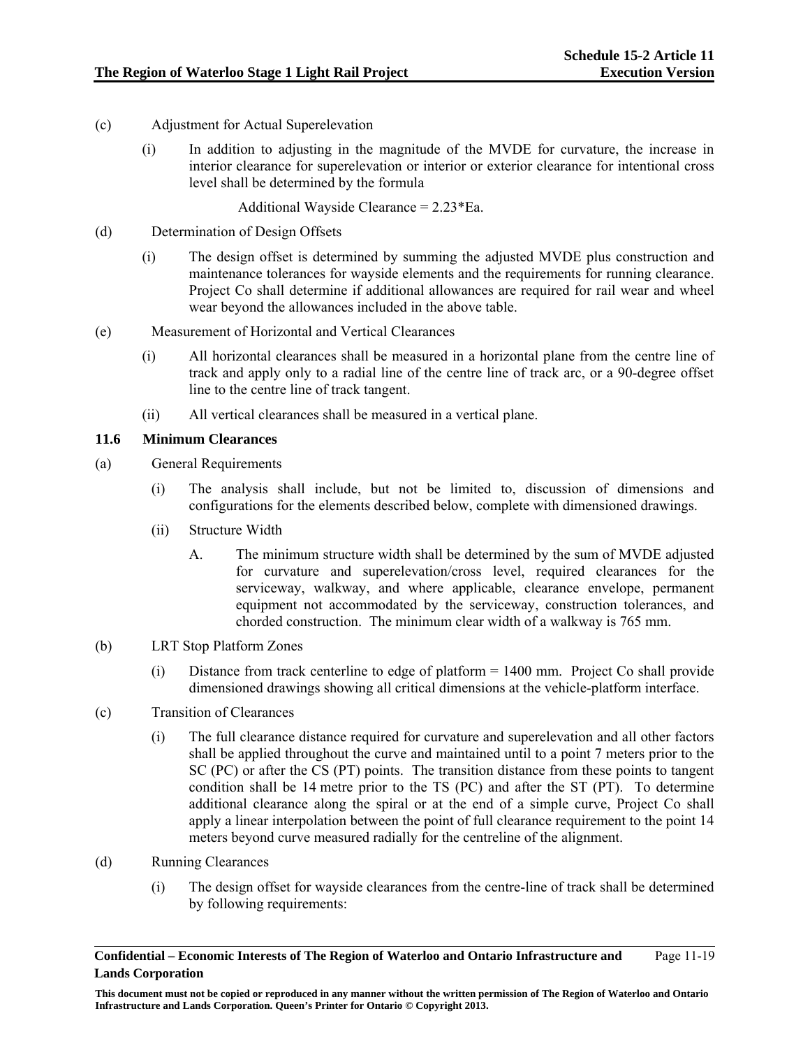(c) Adjustment for Actual Superelevation

(i) In addition to adjusting in the magnitude of the MVDE for curvature, the increase in interior clearance for superelevation or interior or exterior clearance for intentional cross level shall be determined by the formula

Additional Wayside Clearance = 2.23*Ea.

(d) Determination of Design Offsets

(i) The design offset is determined by summing the adjusted MVDE plus construction and maintenance tolerances for wayside elements and the requirements for running clearance. Project Co shall determine if additional allowances are required for rail wear and wheel wear beyond the allowances included in the above table.

(e) Measurement of Horizontal and Vertical Clearances

(i) All horizontal clearances shall be measured in a horizontal plane from the centre line of track and apply only to a radial line of the centre line of track arc, or a 90-degree offset line to the centre line of track tangent.

(ii) All vertical clearances shall be measured in a vertical plane.

### 11.6 Minimum Clearances

(a) General Requirements

(i) The analysis shall include, but not be limited to, discussion of dimensions and configurations for the elements described below, complete with dimensioned drawings.

(ii) Structure Width

A. The minimum structure width shall be determined by the sum of MVDE adjusted for curvature and superelevation/cross level, required clearances for the serviceway, walkway, and where applicable, clearance envelope, permanent equipment not accommodated by the serviceway, construction tolerances, and chorded construction. The minimum clear width of a walkway is 765 mm.

(b) LRT Stop Platform Zones

(i) Distance from track centerline to edge of platform = 1400 mm. Project Co shall provide dimensioned drawings showing all critical dimensions at the vehicle-platform interface.

(c) Transition of Clearances

(i) The full clearance distance required for curvature and superelevation and all other factors shall be applied throughout the curve and maintained until to a point 7 meters prior to the SC (PC) or after the CS (PT) points. The transition distance from these points to tangent condition shall be 14 metre prior to the TS (PC) and after the ST (PT). To determine additional clearance along the spiral or at the end of a simple curve, Project Co shall apply a linear interpolation between the point of full clearance requirement to the point 14 meters beyond curve measured radially for the centreline of the alignment.

(d) Running Clearances

(i) The design offset for wayside clearances from the centre-line of track shall be determined by following requirements: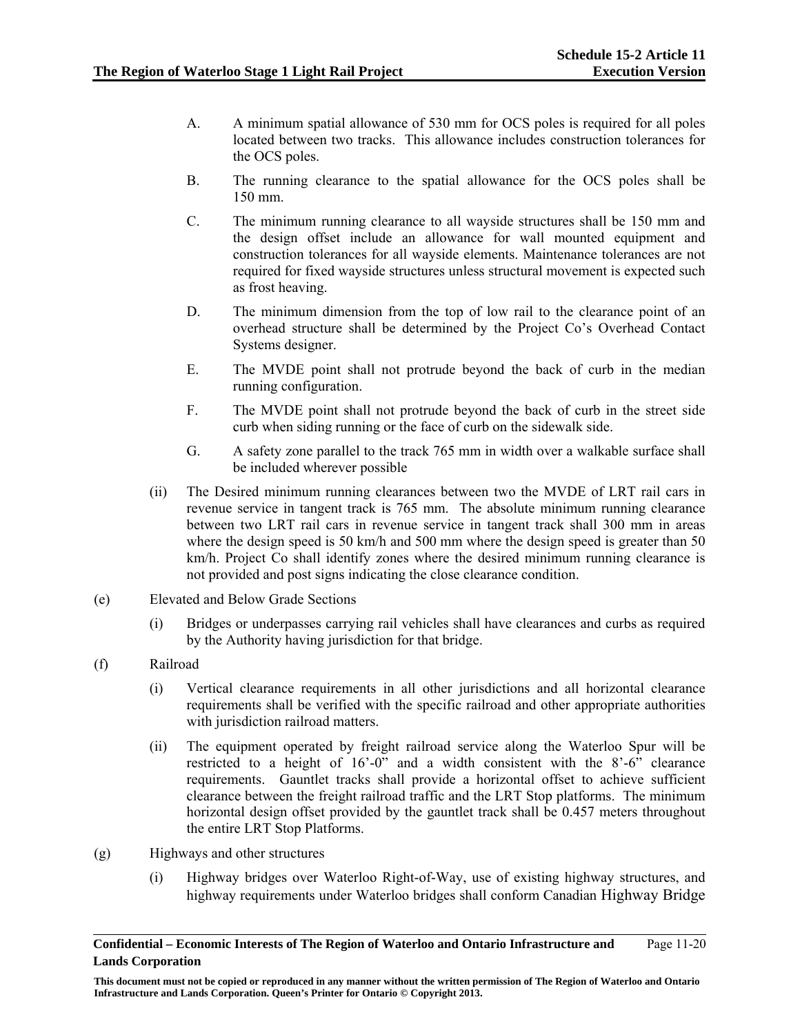A. A minimum spatial allowance of 530 mm for OCS poles is required for all poles located between two tracks. This allowance includes construction tolerances for the OCS poles.

B. The running clearance to the spatial allowance for the OCS poles shall be 150 mm.

C. The minimum running clearance to all wayside structures shall be 150 mm and the design offset include an allowance for wall mounted equipment and construction tolerances for all wayside elements. Maintenance tolerances are not required for fixed wayside structures unless structural movement is expected such as frost heaving.

D. The minimum dimension from the top of low rail to the clearance point of an overhead structure shall be determined by the Project Co's Overhead Contact Systems designer.

E. The MVDE point shall not protrude beyond the back of curb in the median running configuration.

F. The MVDE point shall not protrude beyond the back of curb in the street side curb when siding running or the face of curb on the sidewalk side.

G. A safety zone parallel to the track 765 mm in width over a walkable surface shall be included wherever possible

(ii) The Desired minimum running clearances between two the MVDE of LRT rail cars in revenue service in tangent track is 765 mm. The absolute minimum running clearance between two LRT rail cars in revenue service in tangent track shall 300 mm in areas where the design speed is 50 km/h and 500 mm where the design speed is greater than 50 km/h. Project Co shall identify zones where the desired minimum running clearance is not provided and post signs indicating the close clearance condition.

(e) Elevated and Below Grade Sections

(i) Bridges or underpasses carrying rail vehicles shall have clearances and curbs as required by the Authority having jurisdiction for that bridge.

(f) Railroad

(i) Vertical clearance requirements in all other jurisdictions and all horizontal clearance requirements shall be verified with the specific railroad and other appropriate authorities with jurisdiction railroad matters.

(ii) The equipment operated by freight railroad service along the Waterloo Spur will be restricted to a height of 16'-0" and a width consistent with the 8'-6" clearance requirements. Gauntlet tracks shall provide a horizontal offset to achieve sufficient clearance between the freight railroad traffic and the LRT Stop platforms. The minimum horizontal design offset provided by the gauntlet track shall be 0.457 meters throughout the entire LRT Stop Platforms.

(g) Highways and other structures

(i) Highway bridges over Waterloo Right-of-Way, use of existing highway structures, and highway requirements under Waterloo bridges shall conform Canadian Highway Bridge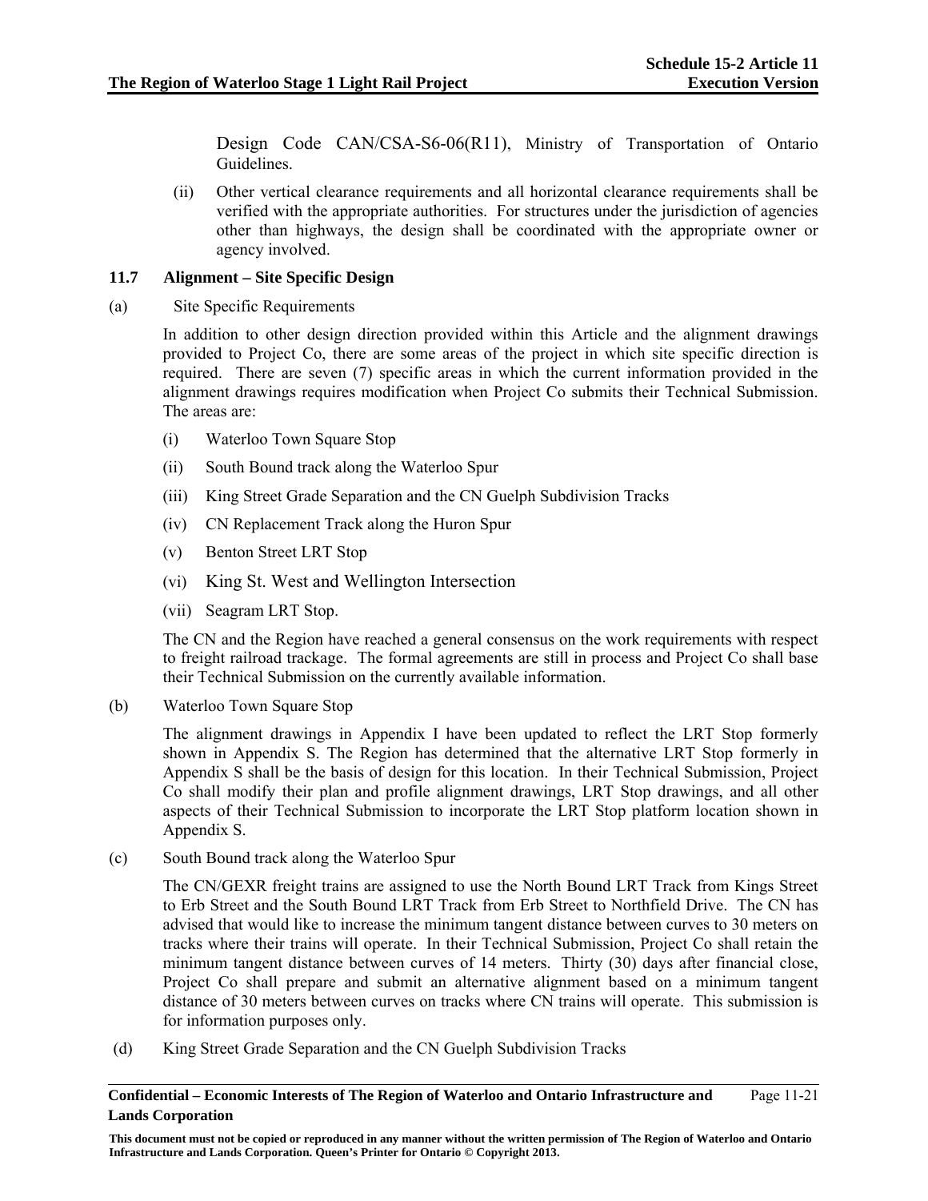Design Code CAN/CSA-S6-06(R11), Ministry of Transportation of Ontario Guidelines.

(ii) Other vertical clearance requirements and all horizontal clearance requirements shall be verified with the appropriate authorities. For structures under the jurisdiction of agencies other than highways, the design shall be coordinated with the appropriate owner or agency involved.

### 11.7 Alignment – Site Specific Design

(a) Site Specific Requirements

In addition to other design direction provided within this Article and the alignment drawings provided to Project Co, there are some areas of the project in which site specific direction is required. There are seven (7) specific areas in which the current information provided in the alignment drawings requires modification when Project Co submits their Technical Submission. The areas are:

(i) Waterloo Town Square Stop

(ii) South Bound track along the Waterloo Spur

(iii) King Street Grade Separation and the CN Guelph Subdivision Tracks

(iv) CN Replacement Track along the Huron Spur

(v) Benton Street LRT Stop

(vi) King St. West and Wellington Intersection

(vii) Seagram LRT Stop.

The CN and the Region have reached a general consensus on the work requirements with respect to freight railroad trackage. The formal agreements are still in process and Project Co shall base their Technical Submission on the currently available information.

(b) Waterloo Town Square Stop

The alignment drawings in Appendix I have been updated to reflect the LRT Stop formerly shown in Appendix S. The Region has determined that the alternative LRT Stop formerly in Appendix S shall be the basis of design for this location. In their Technical Submission, Project Co shall modify their plan and profile alignment drawings, LRT Stop drawings, and all other aspects of their Technical Submission to incorporate the LRT Stop platform location shown in Appendix S.

(c) South Bound track along the Waterloo Spur

The CN/GEXR freight trains are assigned to use the North Bound LRT Track from Kings Street to Erb Street and the South Bound LRT Track from Erb Street to Northfield Drive. The CN has advised that would like to increase the minimum tangent distance between curves to 30 meters on tracks where their trains will operate. In their Technical Submission, Project Co shall retain the minimum tangent distance between curves of 14 meters. Thirty (30) days after financial close, Project Co shall prepare and submit an alternative alignment based on a minimum tangent distance of 30 meters between curves on tracks where CN trains will operate. This submission is for information purposes only.

(d) King Street Grade Separation and the CN Guelph Subdivision Tracks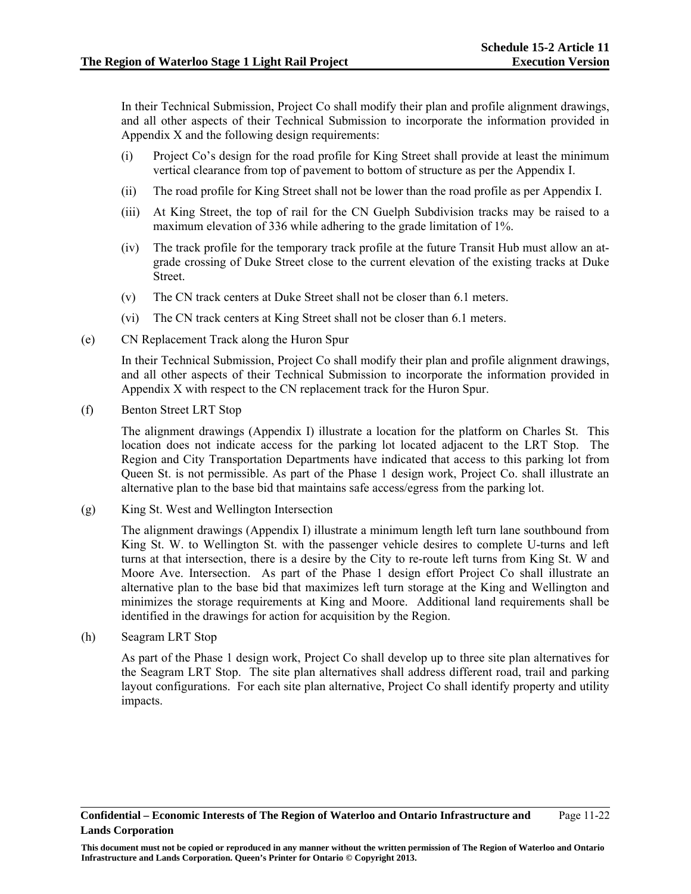In their Technical Submission, Project Co shall modify their plan and profile alignment drawings, and all other aspects of their Technical Submission to incorporate the information provided in Appendix X and the following design requirements:

(i) Project Co's design for the road profile for King Street shall provide at least the minimum vertical clearance from top of pavement to bottom of structure as per the Appendix I.

(ii) The road profile for King Street shall not be lower than the road profile as per Appendix I.

(iii) At King Street, the top of rail for the CN Guelph Subdivision tracks may be raised to a maximum elevation of 336 while adhering to the grade limitation of 1%.

(iv) The track profile for the temporary track profile at the future Transit Hub must allow an at-grade crossing of Duke Street close to the current elevation of the existing tracks at Duke Street.

(v) The CN track centers at Duke Street shall not be closer than 6.1 meters.

(vi) The CN track centers at King Street shall not be closer than 6.1 meters.

(e) CN Replacement Track along the Huron Spur

In their Technical Submission, Project Co shall modify their plan and profile alignment drawings, and all other aspects of their Technical Submission to incorporate the information provided in Appendix X with respect to the CN replacement track for the Huron Spur.

(f) Benton Street LRT Stop

The alignment drawings (Appendix I) illustrate a location for the platform on Charles St. This location does not indicate access for the parking lot located adjacent to the LRT Stop. The Region and City Transportation Departments have indicated that access to this parking lot from Queen St. is not permissible. As part of the Phase 1 design work, Project Co. shall illustrate an alternative plan to the base bid that maintains safe access/egress from the parking lot.

(g) King St. West and Wellington Intersection

The alignment drawings (Appendix I) illustrate a minimum length left turn lane southbound from King St. W. to Wellington St. with the passenger vehicle desires to complete U-turns and left turns at that intersection, there is a desire by the City to re-route left turns from King St. W and Moore Ave. Intersection. As part of the Phase 1 design effort Project Co shall illustrate an alternative plan to the base bid that maximizes left turn storage at the King and Wellington and minimizes the storage requirements at King and Moore. Additional land requirements shall be identified in the drawings for action for acquisition by the Region.

(h) Seagram LRT Stop

As part of the Phase 1 design work, Project Co shall develop up to three site plan alternatives for the Seagram LRT Stop. The site plan alternatives shall address different road, trail and parking layout configurations. For each site plan alternative, Project Co shall identify property and utility impacts.